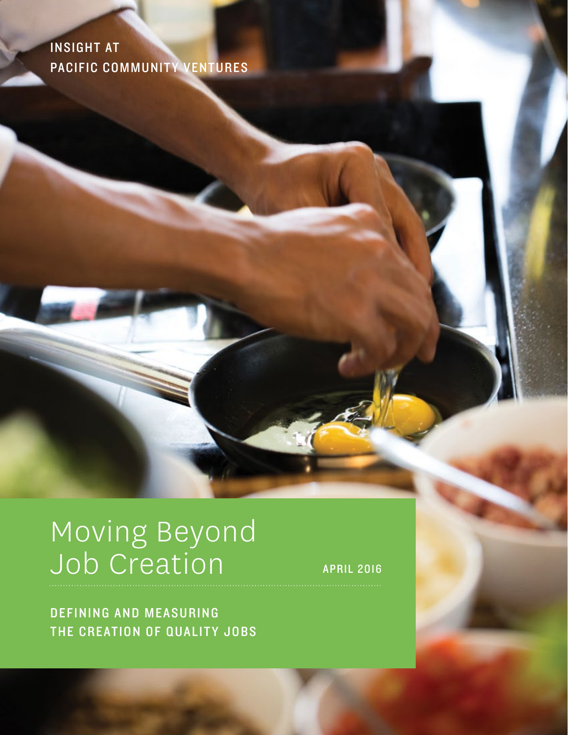INSIGHT AT
PACIFIC COMMUNITY VENTURES

# Moving Beyond Job Creation

APRIL 2016

## DEFINING AND MEASURING THE CREATION OF QUALITY JOBS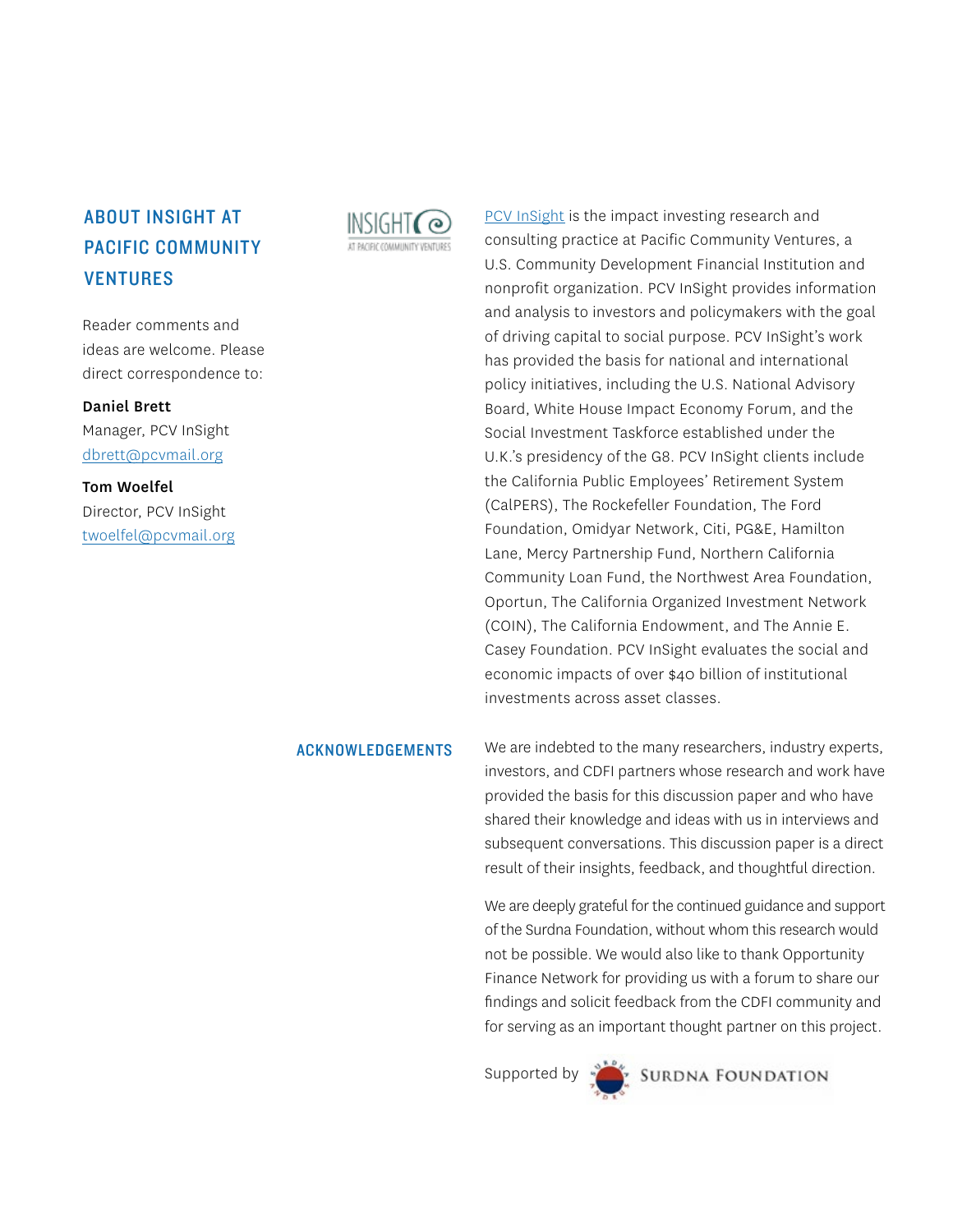## ABOUT INSIGHT AT PACIFIC COMMUNITY VENTURES

Reader comments and ideas are welcome. Please direct correspondence to:

**Daniel Brett**
Manager, PCV InSight
dbrett@pcvmail.org

**Tom Woelfel**
Director, PCV InSight
twoelfel@pcvmail.org

PCV InSight is the impact investing research and consulting practice at Pacific Community Ventures, a U.S. Community Development Financial Institution and nonprofit organization. PCV InSight provides information and analysis to investors and policymakers with the goal of driving capital to social purpose. PCV InSight's work has provided the basis for national and international policy initiatives, including the U.S. National Advisory Board, White House Impact Economy Forum, and the Social Investment Taskforce established under the U.K.'s presidency of the G8. PCV InSight clients include the California Public Employees' Retirement System (CalPERS), The Rockefeller Foundation, The Ford Foundation, Omidyar Network, Citi, PG&E, Hamilton Lane, Mercy Partnership Fund, Northern California Community Loan Fund, the Northwest Area Foundation, Oportun, The California Organized Investment Network (COIN), The California Endowment, and The Annie E. Casey Foundation. PCV InSight evaluates the social and economic impacts of over $40 billion of institutional investments across asset classes.

## ACKNOWLEDGEMENTS

We are indebted to the many researchers, industry experts, investors, and CDFI partners whose research and work have provided the basis for this discussion paper and who have shared their knowledge and ideas with us in interviews and subsequent conversations. This discussion paper is a direct result of their insights, feedback, and thoughtful direction.

We are deeply grateful for the continued guidance and support of the Surdna Foundation, without whom this research would not be possible. We would also like to thank Opportunity Finance Network for providing us with a forum to share our findings and solicit feedback from the CDFI community and for serving as an important thought partner on this project.

Supported by SURDNA FOUNDATION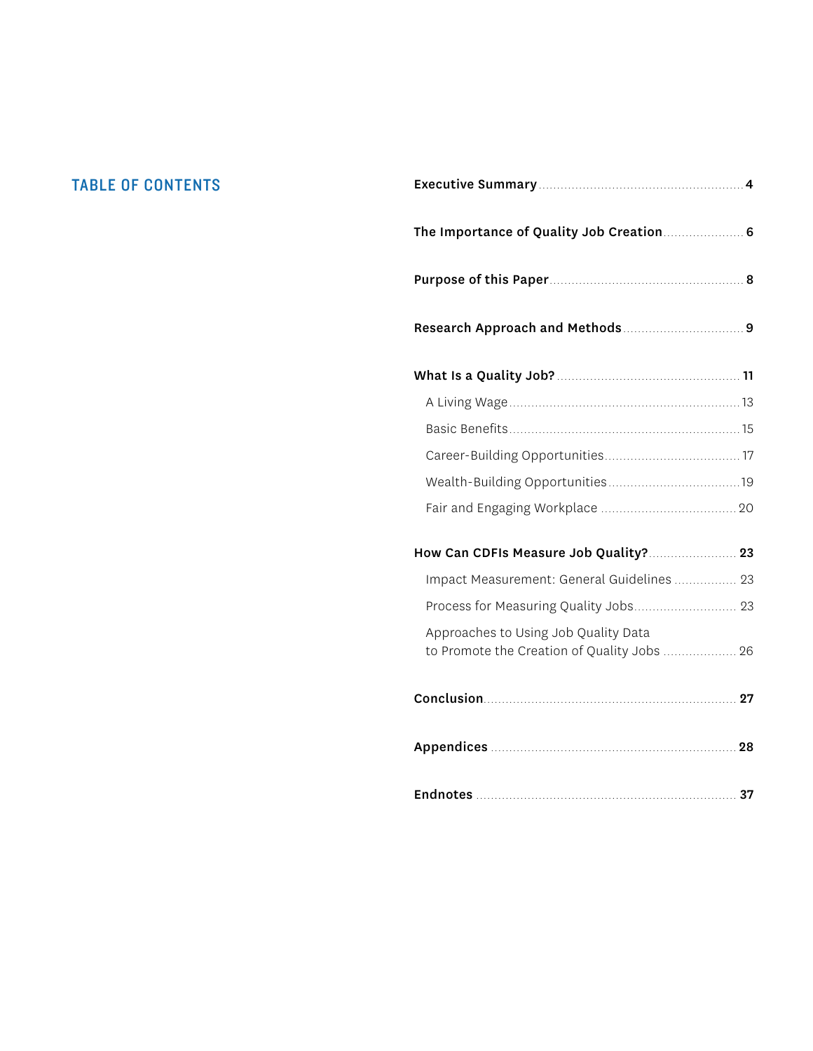## TABLE OF CONTENTS

**Executive Summary** .......... **4**

**The Importance of Quality Job Creation** .......... **6**

**Purpose of this Paper** .......... **8**

**Research Approach and Methods** .......... **9**

**What Is a Quality Job?** .......... **11**

- A Living Wage .......... 13
- Basic Benefits .......... 15
- Career-Building Opportunities .......... 17
- Wealth-Building Opportunities .......... 19
- Fair and Engaging Workplace .......... 20

**How Can CDFIs Measure Job Quality?** .......... **23**

- Impact Measurement: General Guidelines .......... 23
- Process for Measuring Quality Jobs .......... 23
- Approaches to Using Job Quality Data to Promote the Creation of Quality Jobs .......... 26

**Conclusion** .......... **27**

**Appendices** .......... **28**

**Endnotes** .......... **37**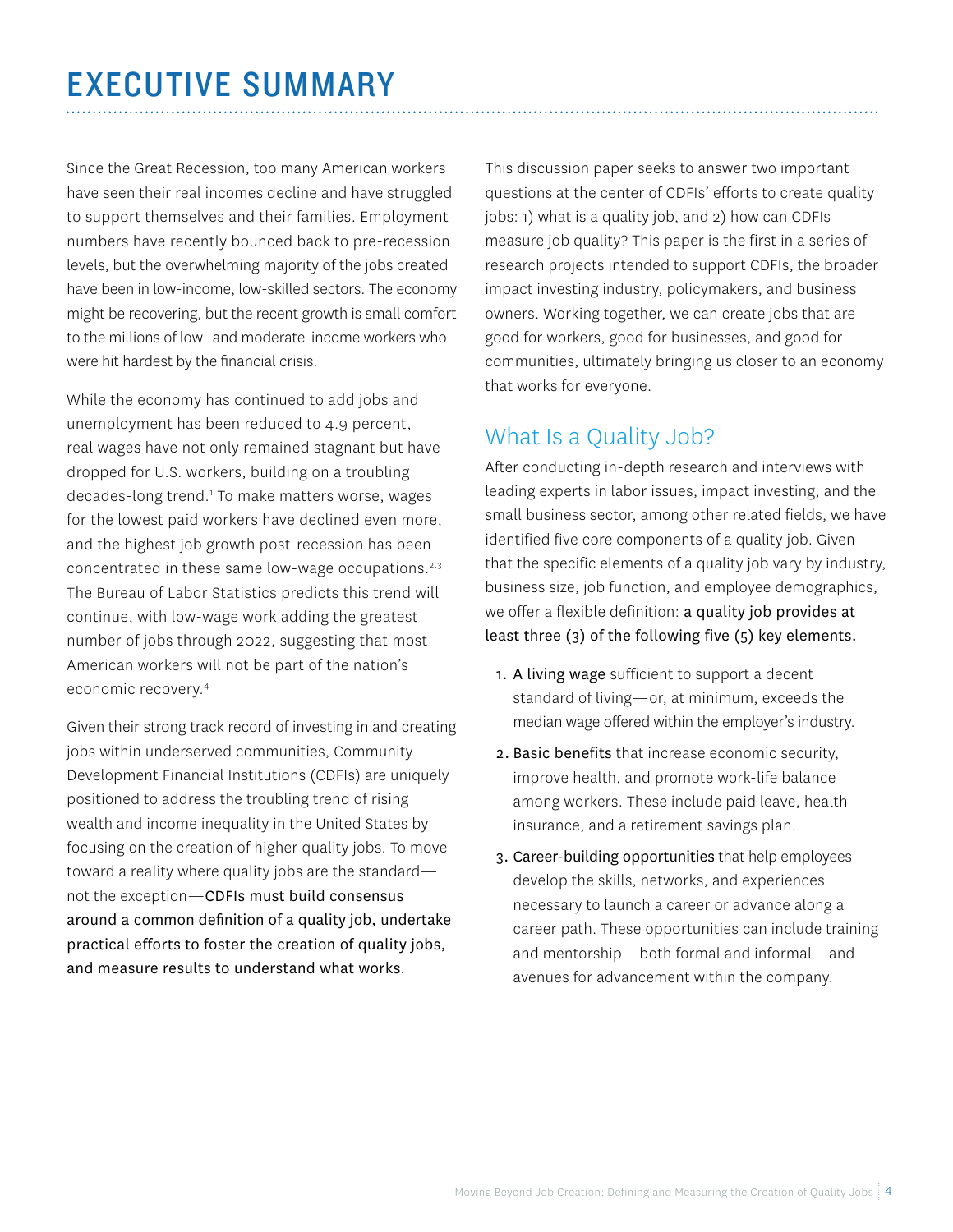# EXECUTIVE SUMMARY

Since the Great Recession, too many American workers have seen their real incomes decline and have struggled to support themselves and their families. Employment numbers have recently bounced back to pre-recession levels, but the overwhelming majority of the jobs created have been in low-income, low-skilled sectors. The economy might be recovering, but the recent growth is small comfort to the millions of low- and moderate-income workers who were hit hardest by the financial crisis.

While the economy has continued to add jobs and unemployment has been reduced to 4.9 percent, real wages have not only remained stagnant but have dropped for U.S. workers, building on a troubling decades-long trend.[1] To make matters worse, wages for the lowest paid workers have declined even more, and the highest job growth post-recession has been concentrated in these same low-wage occupations.[2,3] The Bureau of Labor Statistics predicts this trend will continue, with low-wage work adding the greatest number of jobs through 2022, suggesting that most American workers will not be part of the nation's economic recovery.[4]

Given their strong track record of investing in and creating jobs within underserved communities, Community Development Financial Institutions (CDFIs) are uniquely positioned to address the troubling trend of rising wealth and income inequality in the United States by focusing on the creation of higher quality jobs. To move toward a reality where quality jobs are the standard—not the exception—**CDFIs must build consensus around a common definition of a quality job, undertake practical efforts to foster the creation of quality jobs, and measure results to understand what works**.

This discussion paper seeks to answer two important questions at the center of CDFIs' efforts to create quality jobs: 1) what is a quality job, and 2) how can CDFIs measure job quality? This paper is the first in a series of research projects intended to support CDFIs, the broader impact investing industry, policymakers, and business owners. Working together, we can create jobs that are good for workers, good for businesses, and good for communities, ultimately bringing us closer to an economy that works for everyone.

## What Is a Quality Job?

After conducting in-depth research and interviews with leading experts in labor issues, impact investing, and the small business sector, among other related fields, we have identified five core components of a quality job. Given that the specific elements of a quality job vary by industry, business size, job function, and employee demographics, we offer a flexible definition: **a quality job provides at least three (3) of the following five (5) key elements.**

1. **A living wage** sufficient to support a decent standard of living—or, at minimum, exceeds the median wage offered within the employer's industry.
2. **Basic benefits** that increase economic security, improve health, and promote work-life balance among workers. These include paid leave, health insurance, and a retirement savings plan.
3. **Career-building opportunities** that help employees develop the skills, networks, and experiences necessary to launch a career or advance along a career path. These opportunities can include training and mentorship—both formal and informal—and avenues for advancement within the company.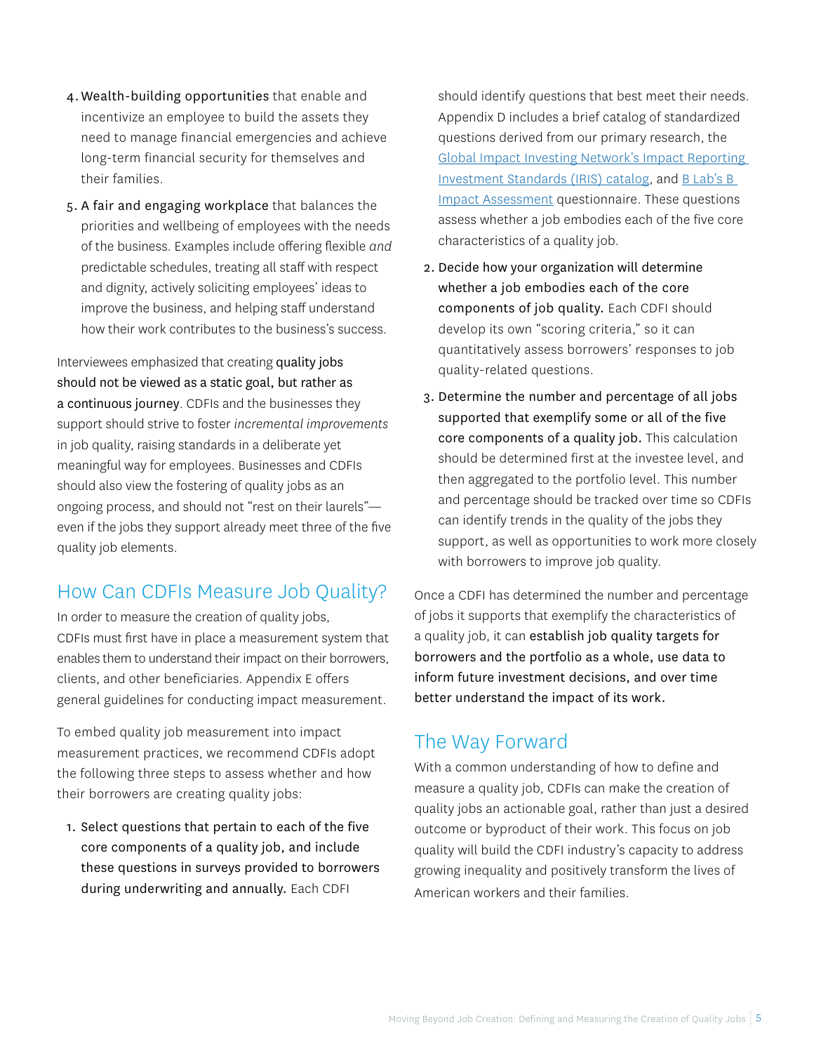4. **Wealth-building opportunities** that enable and incentivize an employee to build the assets they need to manage financial emergencies and achieve long-term financial security for themselves and their families.
5. **A fair and engaging workplace** that balances the priorities and wellbeing of employees with the needs of the business. Examples include offering flexible *and* predictable schedules, treating all staff with respect and dignity, actively soliciting employees' ideas to improve the business, and helping staff understand how their work contributes to the business's success.

Interviewees emphasized that creating **quality jobs should not be viewed as a static goal, but rather as a continuous journey**. CDFIs and the businesses they support should strive to foster *incremental improvements* in job quality, raising standards in a deliberate yet meaningful way for employees. Businesses and CDFIs should also view the fostering of quality jobs as an ongoing process, and should not "rest on their laurels"—even if the jobs they support already meet three of the five quality job elements.

## How Can CDFIs Measure Job Quality?

In order to measure the creation of quality jobs, CDFIs must first have in place a measurement system that enables them to understand their impact on their borrowers, clients, and other beneficiaries. Appendix E offers general guidelines for conducting impact measurement.

To embed quality job measurement into impact measurement practices, we recommend CDFIs adopt the following three steps to assess whether and how their borrowers are creating quality jobs:

1. **Select questions that pertain to each of the five core components of a quality job, and include these questions in surveys provided to borrowers during underwriting and annually.** Each CDFI should identify questions that best meet their needs. Appendix D includes a brief catalog of standardized questions derived from our primary research, the [Global Impact Investing Network's Impact Reporting Investment Standards (IRIS) catalog], and [B Lab's B Impact Assessment] questionnaire. These questions assess whether a job embodies each of the five core characteristics of a quality job.
2. **Decide how your organization will determine whether a job embodies each of the core components of job quality.** Each CDFI should develop its own "scoring criteria," so it can quantitatively assess borrowers' responses to job quality-related questions.
3. **Determine the number and percentage of all jobs supported that exemplify some or all of the five core components of a quality job.** This calculation should be determined first at the investee level, and then aggregated to the portfolio level. This number and percentage should be tracked over time so CDFIs can identify trends in the quality of the jobs they support, as well as opportunities to work more closely with borrowers to improve job quality.

Once a CDFI has determined the number and percentage of jobs it supports that exemplify the characteristics of a quality job, it can **establish job quality targets for borrowers and the portfolio as a whole, use data to inform future investment decisions, and over time better understand the impact of its work.**

## The Way Forward

With a common understanding of how to define and measure a quality job, CDFIs can make the creation of quality jobs an actionable goal, rather than just a desired outcome or byproduct of their work. This focus on job quality will build the CDFI industry's capacity to address growing inequality and positively transform the lives of American workers and their families.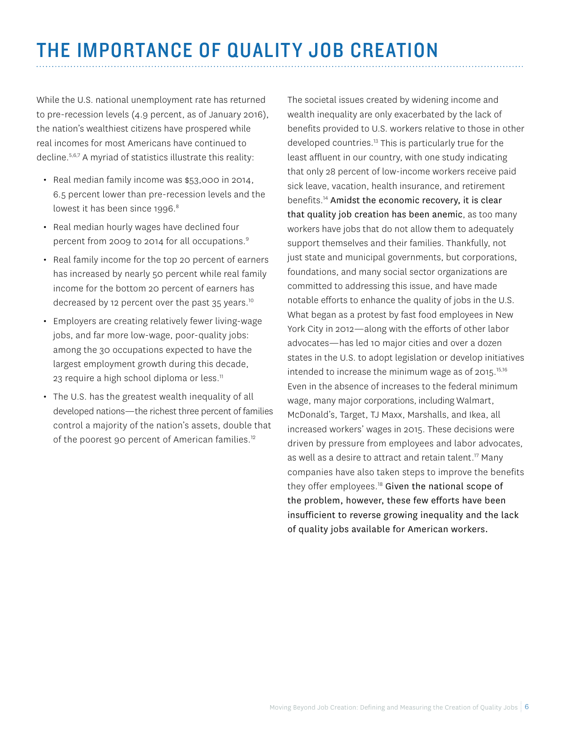# THE IMPORTANCE OF QUALITY JOB CREATION

While the U.S. national unemployment rate has returned to pre-recession levels (4.9 percent, as of January 2016), the nation's wealthiest citizens have prospered while real incomes for most Americans have continued to decline.[5,6,7] A myriad of statistics illustrate this reality:

- Real median family income was $53,000 in 2014, 6.5 percent lower than pre-recession levels and the lowest it has been since 1996.[8]
- Real median hourly wages have declined four percent from 2009 to 2014 for all occupations.[9]
- Real family income for the top 20 percent of earners has increased by nearly 50 percent while real family income for the bottom 20 percent of earners has decreased by 12 percent over the past 35 years.[10]
- Employers are creating relatively fewer living-wage jobs, and far more low-wage, poor-quality jobs: among the 30 occupations expected to have the largest employment growth during this decade, 23 require a high school diploma or less.[11]
- The U.S. has the greatest wealth inequality of all developed nations—the richest three percent of families control a majority of the nation's assets, double that of the poorest 90 percent of American families.[12]

The societal issues created by widening income and wealth inequality are only exacerbated by the lack of benefits provided to U.S. workers relative to those in other developed countries.[13] This is particularly true for the least affluent in our country, with one study indicating that only 28 percent of low-income workers receive paid sick leave, vacation, health insurance, and retirement benefits.[14] **Amidst the economic recovery, it is clear that quality job creation has been anemic**, as too many workers have jobs that do not allow them to adequately support themselves and their families. Thankfully, not just state and municipal governments, but corporations, foundations, and many social sector organizations are committed to addressing this issue, and have made notable efforts to enhance the quality of jobs in the U.S. What began as a protest by fast food employees in New York City in 2012—along with the efforts of other labor advocates—has led 10 major cities and over a dozen states in the U.S. to adopt legislation or develop initiatives intended to increase the minimum wage as of 2015.[15,16] Even in the absence of increases to the federal minimum wage, many major corporations, including Walmart, McDonald's, Target, TJ Maxx, Marshalls, and Ikea, all increased workers' wages in 2015. These decisions were driven by pressure from employees and labor advocates, as well as a desire to attract and retain talent.[17] Many companies have also taken steps to improve the benefits they offer employees.[18] **Given the national scope of the problem, however, these few efforts have been insufficient to reverse growing inequality and the lack of quality jobs available for American workers.**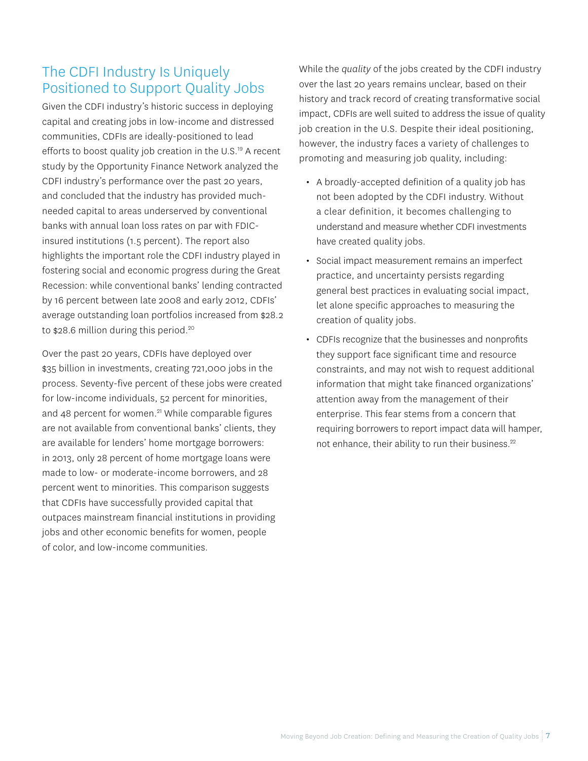## The CDFI Industry Is Uniquely Positioned to Support Quality Jobs

Given the CDFI industry's historic success in deploying capital and creating jobs in low-income and distressed communities, CDFIs are ideally-positioned to lead efforts to boost quality job creation in the U.S.[19] A recent study by the Opportunity Finance Network analyzed the CDFI industry's performance over the past 20 years, and concluded that the industry has provided much-needed capital to areas underserved by conventional banks with annual loan loss rates on par with FDIC-insured institutions (1.5 percent). The report also highlights the important role the CDFI industry played in fostering social and economic progress during the Great Recession: while conventional banks' lending contracted by 16 percent between late 2008 and early 2012, CDFIs' average outstanding loan portfolios increased from $28.2 to $28.6 million during this period.[20]

Over the past 20 years, CDFIs have deployed over $35 billion in investments, creating 721,000 jobs in the process. Seventy-five percent of these jobs were created for low-income individuals, 52 percent for minorities, and 48 percent for women.[21] While comparable figures are not available from conventional banks' clients, they are available for lenders' home mortgage borrowers: in 2013, only 28 percent of home mortgage loans were made to low- or moderate-income borrowers, and 28 percent went to minorities. This comparison suggests that CDFIs have successfully provided capital that outpaces mainstream financial institutions in providing jobs and other economic benefits for women, people of color, and low-income communities.

While the *quality* of the jobs created by the CDFI industry over the last 20 years remains unclear, based on their history and track record of creating transformative social impact, CDFIs are well suited to address the issue of quality job creation in the U.S. Despite their ideal positioning, however, the industry faces a variety of challenges to promoting and measuring job quality, including:

- A broadly-accepted definition of a quality job has not been adopted by the CDFI industry. Without a clear definition, it becomes challenging to understand and measure whether CDFI investments have created quality jobs.
- Social impact measurement remains an imperfect practice, and uncertainty persists regarding general best practices in evaluating social impact, let alone specific approaches to measuring the creation of quality jobs.
- CDFIs recognize that the businesses and nonprofits they support face significant time and resource constraints, and may not wish to request additional information that might take financed organizations' attention away from the management of their enterprise. This fear stems from a concern that requiring borrowers to report impact data will hamper, not enhance, their ability to run their business.[22]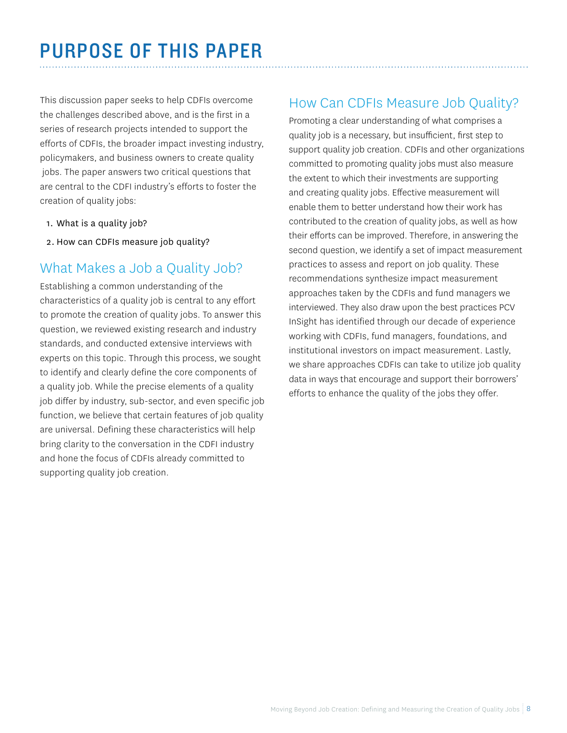# PURPOSE OF THIS PAPER

This discussion paper seeks to help CDFIs overcome the challenges described above, and is the first in a series of research projects intended to support the efforts of CDFIs, the broader impact investing industry, policymakers, and business owners to create quality jobs. The paper answers two critical questions that are central to the CDFI industry's efforts to foster the creation of quality jobs:

1. What is a quality job?
2. How can CDFIs measure job quality?

## What Makes a Job a Quality Job?

Establishing a common understanding of the characteristics of a quality job is central to any effort to promote the creation of quality jobs. To answer this question, we reviewed existing research and industry standards, and conducted extensive interviews with experts on this topic. Through this process, we sought to identify and clearly define the core components of a quality job. While the precise elements of a quality job differ by industry, sub-sector, and even specific job function, we believe that certain features of job quality are universal. Defining these characteristics will help bring clarity to the conversation in the CDFI industry and hone the focus of CDFIs already committed to supporting quality job creation.

## How Can CDFIs Measure Job Quality?

Promoting a clear understanding of what comprises a quality job is a necessary, but insufficient, first step to support quality job creation. CDFIs and other organizations committed to promoting quality jobs must also measure the extent to which their investments are supporting and creating quality jobs. Effective measurement will enable them to better understand how their work has contributed to the creation of quality jobs, as well as how their efforts can be improved. Therefore, in answering the second question, we identify a set of impact measurement practices to assess and report on job quality. These recommendations synthesize impact measurement approaches taken by the CDFIs and fund managers we interviewed. They also draw upon the best practices PCV InSight has identified through our decade of experience working with CDFIs, fund managers, foundations, and institutional investors on impact measurement. Lastly, we share approaches CDFIs can take to utilize job quality data in ways that encourage and support their borrowers' efforts to enhance the quality of the jobs they offer.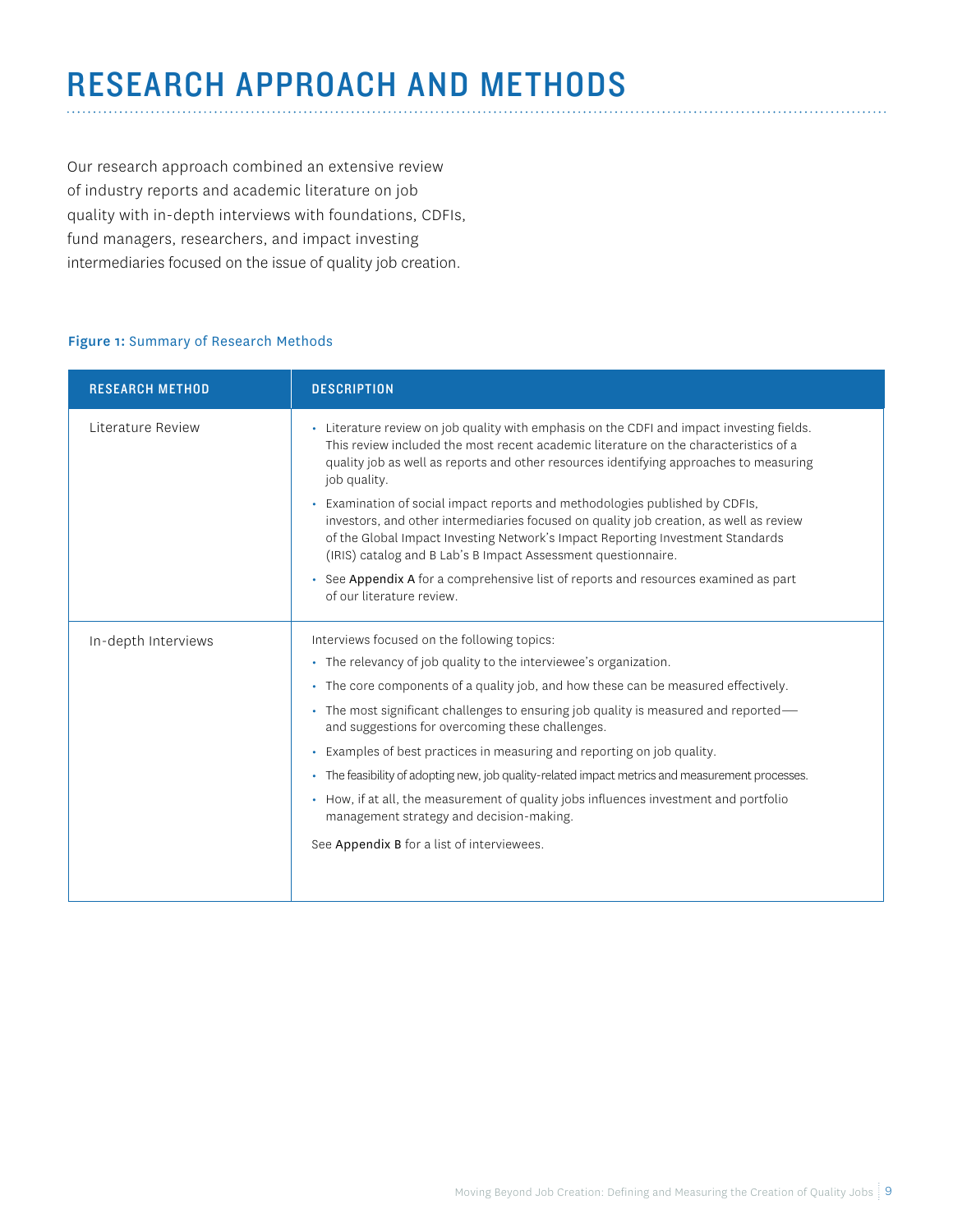# RESEARCH APPROACH AND METHODS

Our research approach combined an extensive review of industry reports and academic literature on job quality with in-depth interviews with foundations, CDFIs, fund managers, researchers, and impact investing intermediaries focused on the issue of quality job creation.

**Figure 1:** Summary of Research Methods

| RESEARCH METHOD | DESCRIPTION |
| --- | --- |
| Literature Review | • Literature review on job quality with emphasis on the CDFI and impact investing fields. This review included the most recent academic literature on the characteristics of a quality job as well as reports and other resources identifying approaches to measuring job quality.<br>• Examination of social impact reports and methodologies published by CDFIs, investors, and other intermediaries focused on quality job creation, as well as review of the Global Impact Investing Network's Impact Reporting Investment Standards (IRIS) catalog and B Lab's B Impact Assessment questionnaire.<br>• See Appendix A for a comprehensive list of reports and resources examined as part of our literature review. |
| In-depth Interviews | Interviews focused on the following topics:<br>• The relevancy of job quality to the interviewee's organization.<br>• The core components of a quality job, and how these can be measured effectively.<br>• The most significant challenges to ensuring job quality is measured and reported—and suggestions for overcoming these challenges.<br>• Examples of best practices in measuring and reporting on job quality.<br>• The feasibility of adopting new, job quality-related impact metrics and measurement processes.<br>• How, if at all, the measurement of quality jobs influences investment and portfolio management strategy and decision-making.<br>See Appendix B for a list of interviewees. |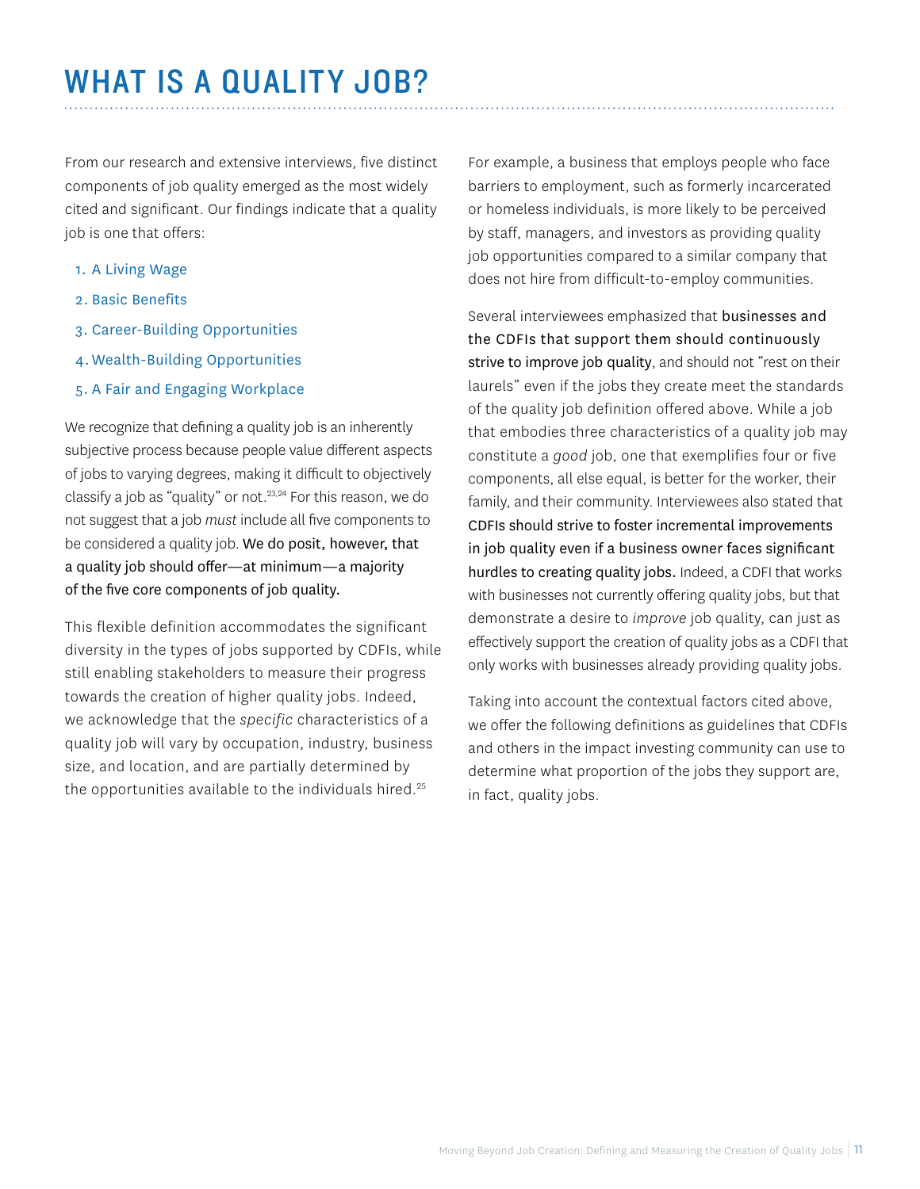# WHAT IS A QUALITY JOB?

From our research and extensive interviews, five distinct components of job quality emerged as the most widely cited and significant. Our findings indicate that a quality job is one that offers:

1. A Living Wage
2. Basic Benefits
3. Career-Building Opportunities
4. Wealth-Building Opportunities
5. A Fair and Engaging Workplace

We recognize that defining a quality job is an inherently subjective process because people value different aspects of jobs to varying degrees, making it difficult to objectively classify a job as "quality" or not.[23,24] For this reason, we do not suggest that a job *must* include all five components to be considered a quality job. **We do posit, however, that a quality job should offer—at minimum—a majority of the five core components of job quality.**

This flexible definition accommodates the significant diversity in the types of jobs supported by CDFIs, while still enabling stakeholders to measure their progress towards the creation of higher quality jobs. Indeed, we acknowledge that the *specific* characteristics of a quality job will vary by occupation, industry, business size, and location, and are partially determined by the opportunities available to the individuals hired.[25]

For example, a business that employs people who face barriers to employment, such as formerly incarcerated or homeless individuals, is more likely to be perceived by staff, managers, and investors as providing quality job opportunities compared to a similar company that does not hire from difficult-to-employ communities.

Several interviewees emphasized that **businesses and the CDFIs that support them should continuously strive to improve job quality**, and should not "rest on their laurels" even if the jobs they create meet the standards of the quality job definition offered above. While a job that embodies three characteristics of a quality job may constitute a *good* job, one that exemplifies four or five components, all else equal, is better for the worker, their family, and their community. Interviewees also stated that **CDFIs should strive to foster incremental improvements in job quality even if a business owner faces significant hurdles to creating quality jobs.** Indeed, a CDFI that works with businesses not currently offering quality jobs, but that demonstrate a desire to *improve* job quality, can just as effectively support the creation of quality jobs as a CDFI that only works with businesses already providing quality jobs.

Taking into account the contextual factors cited above, we offer the following definitions as guidelines that CDFIs and others in the impact investing community can use to determine what proportion of the jobs they support are, in fact, quality jobs.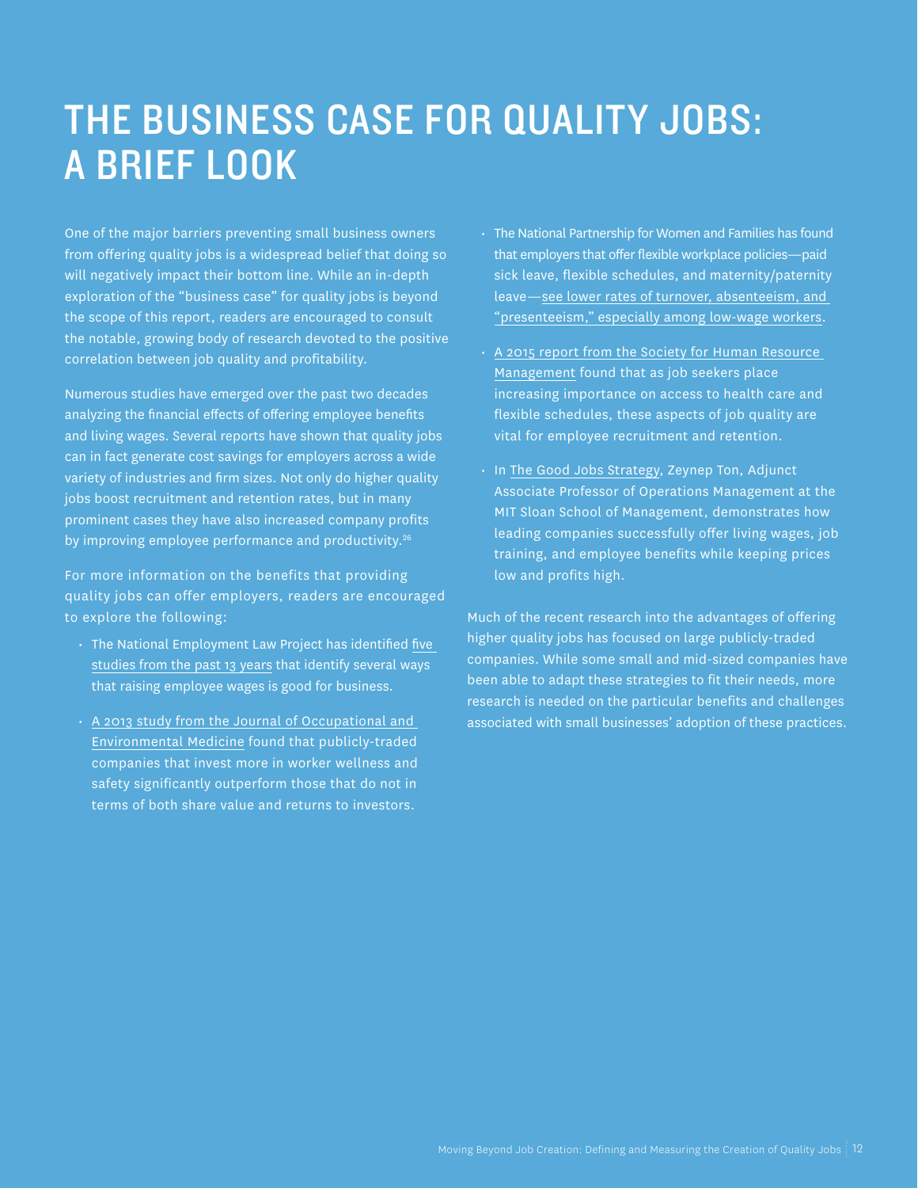# THE BUSINESS CASE FOR QUALITY JOBS: A BRIEF LOOK

One of the major barriers preventing small business owners from offering quality jobs is a widespread belief that doing so will negatively impact their bottom line. While an in-depth exploration of the "business case" for quality jobs is beyond the scope of this report, readers are encouraged to consult the notable, growing body of research devoted to the positive correlation between job quality and profitability.

Numerous studies have emerged over the past two decades analyzing the financial effects of offering employee benefits and living wages. Several reports have shown that quality jobs can in fact generate cost savings for employers across a wide variety of industries and firm sizes. Not only do higher quality jobs boost recruitment and retention rates, but in many prominent cases they have also increased company profits by improving employee performance and productivity.[26]

For more information on the benefits that providing quality jobs can offer employers, readers are encouraged to explore the following:

- The National Employment Law Project has identified five studies from the past 13 years that identify several ways that raising employee wages is good for business.
- A 2013 study from the Journal of Occupational and Environmental Medicine found that publicly-traded companies that invest more in worker wellness and safety significantly outperform those that do not in terms of both share value and returns to investors.
- The National Partnership for Women and Families has found that employers that offer flexible workplace policies—paid sick leave, flexible schedules, and maternity/paternity leave—see lower rates of turnover, absenteeism, and "presenteeism," especially among low-wage workers.
- A 2015 report from the Society for Human Resource Management found that as job seekers place increasing importance on access to health care and flexible schedules, these aspects of job quality are vital for employee recruitment and retention.
- In The Good Jobs Strategy, Zeynep Ton, Adjunct Associate Professor of Operations Management at the MIT Sloan School of Management, demonstrates how leading companies successfully offer living wages, job training, and employee benefits while keeping prices low and profits high.

Much of the recent research into the advantages of offering higher quality jobs has focused on large publicly-traded companies. While some small and mid-sized companies have been able to adapt these strategies to fit their needs, more research is needed on the particular benefits and challenges associated with small businesses' adoption of these practices.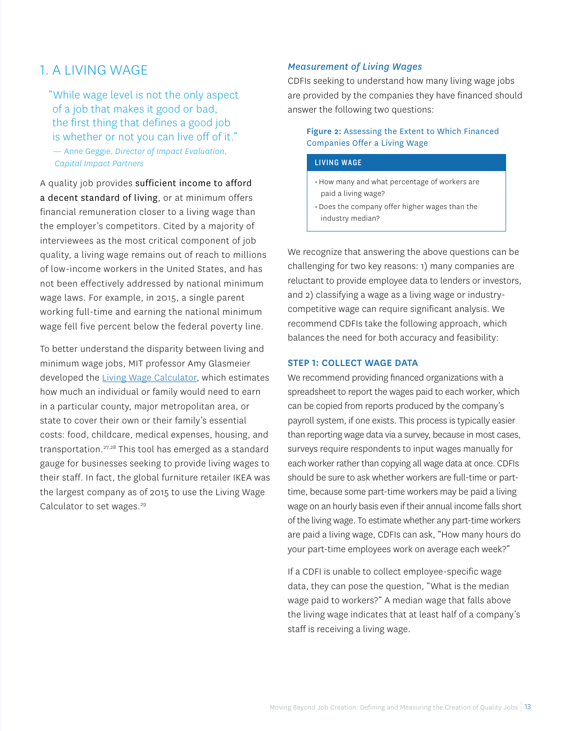## 1. A LIVING WAGE

> "While wage level is not the only aspect of a job that makes it good or bad, the first thing that defines a good job is whether or not you can live off of it."
> — Anne Geggie, *Director of Impact Evaluation, Capital Impact Partners*

A quality job provides **sufficient income to afford a decent standard of living**, or at minimum offers financial remuneration closer to a living wage than the employer's competitors. Cited by a majority of interviewees as the most critical component of job quality, a living wage remains out of reach to millions of low-income workers in the United States, and has not been effectively addressed by national minimum wage laws. For example, in 2015, a single parent working full-time and earning the national minimum wage fell five percent below the federal poverty line.

To better understand the disparity between living and minimum wage jobs, MIT professor Amy Glasmeier developed the Living Wage Calculator, which estimates how much an individual or family would need to earn in a particular county, major metropolitan area, or state to cover their own or their family's essential costs: food, childcare, medical expenses, housing, and transportation.[27,28] This tool has emerged as a standard gauge for businesses seeking to provide living wages to their staff. In fact, the global furniture retailer IKEA was the largest company as of 2015 to use the Living Wage Calculator to set wages.[29]

### *Measurement of Living Wages*

CDFIs seeking to understand how many living wage jobs are provided by the companies they have financed should answer the following two questions:

**Figure 2:** Assessing the Extent to Which Financed Companies Offer a Living Wage

| LIVING WAGE |
|---|
| • How many and what percentage of workers are paid a living wage?<br>• Does the company offer higher wages than the industry median? |

We recognize that answering the above questions can be challenging for two key reasons: 1) many companies are reluctant to provide employee data to lenders or investors, and 2) classifying a wage as a living wage or industry-competitive wage can require significant analysis. We recommend CDFIs take the following approach, which balances the need for both accuracy and feasibility:

#### STEP 1: COLLECT WAGE DATA

We recommend providing financed organizations with a spreadsheet to report the wages paid to each worker, which can be copied from reports produced by the company's payroll system, if one exists. This process is typically easier than reporting wage data via a survey, because in most cases, surveys require respondents to input wages manually for each worker rather than copying all wage data at once. CDFIs should be sure to ask whether workers are full-time or part-time, because some part-time workers may be paid a living wage on an hourly basis even if their annual income falls short of the living wage. To estimate whether any part-time workers are paid a living wage, CDFIs can ask, "How many hours do your part-time employees work on average each week?"

If a CDFI is unable to collect employee-specific wage data, they can pose the question, "What is the median wage paid to workers?" A median wage that falls above the living wage indicates that at least half of a company's staff is receiving a living wage.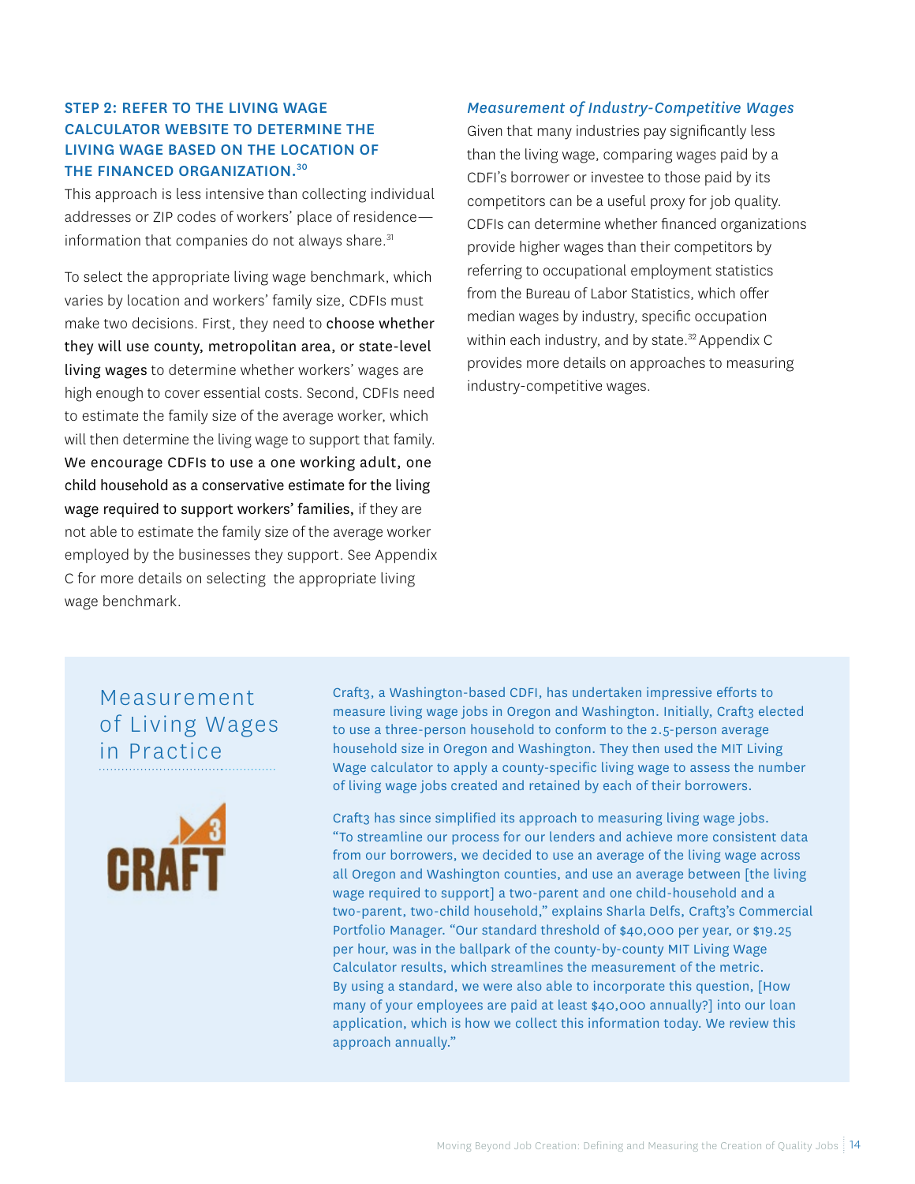### STEP 2: REFER TO THE LIVING WAGE CALCULATOR WEBSITE TO DETERMINE THE LIVING WAGE BASED ON THE LOCATION OF THE FINANCED ORGANIZATION.[30]

This approach is less intensive than collecting individual addresses or ZIP codes of workers' place of residence—information that companies do not always share.[31]

To select the appropriate living wage benchmark, which varies by location and workers' family size, CDFIs must make two decisions. First, they need to choose whether they will use county, metropolitan area, or state-level living wages to determine whether workers' wages are high enough to cover essential costs. Second, CDFIs need to estimate the family size of the average worker, which will then determine the living wage to support that family. We encourage CDFIs to use a one working adult, one child household as a conservative estimate for the living wage required to support workers' families, if they are not able to estimate the family size of the average worker employed by the businesses they support. See Appendix C for more details on selecting the appropriate living wage benchmark.

### *Measurement of Industry-Competitive Wages*

Given that many industries pay significantly less than the living wage, comparing wages paid by a CDFI's borrower or investee to those paid by its competitors can be a useful proxy for job quality. CDFIs can determine whether financed organizations provide higher wages than their competitors by referring to occupational employment statistics from the Bureau of Labor Statistics, which offer median wages by industry, specific occupation within each industry, and by state.[32] Appendix C provides more details on approaches to measuring industry-competitive wages.

## Measurement of Living Wages in Practice

CRAFT 3

Craft3, a Washington-based CDFI, has undertaken impressive efforts to measure living wage jobs in Oregon and Washington. Initially, Craft3 elected to use a three-person household to conform to the 2.5-person average household size in Oregon and Washington. They then used the MIT Living Wage calculator to apply a county-specific living wage to assess the number of living wage jobs created and retained by each of their borrowers.

Craft3 has since simplified its approach to measuring living wage jobs. "To streamline our process for our lenders and achieve more consistent data from our borrowers, we decided to use an average of the living wage across all Oregon and Washington counties, and use an average between [the living wage required to support] a two-parent and one child-household and a two-parent, two-child household," explains Sharla Delfs, Craft3's Commercial Portfolio Manager. "Our standard threshold of $40,000 per year, or $19.25 per hour, was in the ballpark of the county-by-county MIT Living Wage Calculator results, which streamlines the measurement of the metric. By using a standard, we were also able to incorporate this question, [How many of your employees are paid at least $40,000 annually?] into our loan application, which is how we collect this information today. We review this approach annually."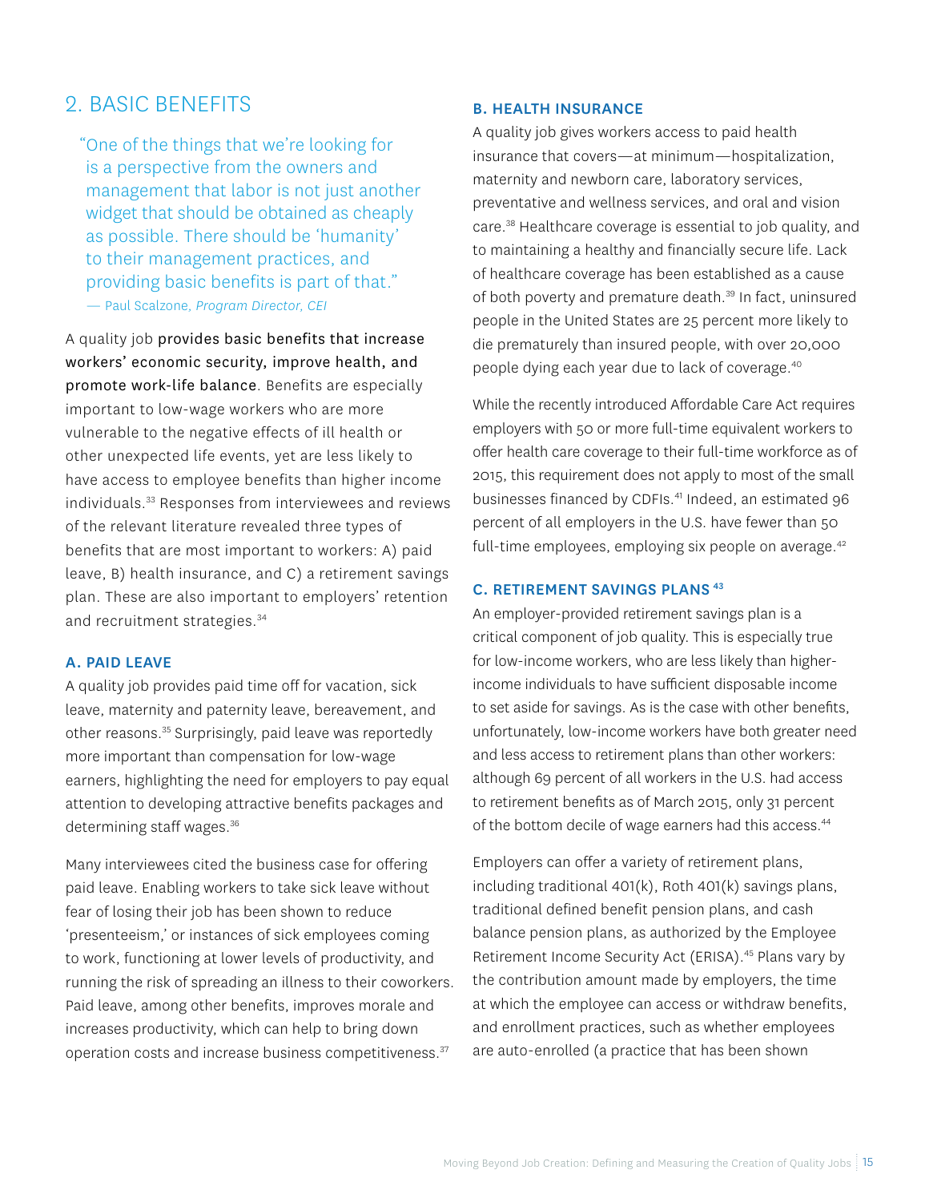## 2. BASIC BENEFITS

> "One of the things that we're looking for is a perspective from the owners and management that labor is not just another widget that should be obtained as cheaply as possible. There should be 'humanity' to their management practices, and providing basic benefits is part of that."
> — Paul Scalzone, *Program Director, CEI*

A quality job provides basic benefits that increase workers' economic security, improve health, and promote work-life balance. Benefits are especially important to low-wage workers who are more vulnerable to the negative effects of ill health or other unexpected life events, yet are less likely to have access to employee benefits than higher income individuals.[33] Responses from interviewees and reviews of the relevant literature revealed three types of benefits that are most important to workers: A) paid leave, B) health insurance, and C) a retirement savings plan. These are also important to employers' retention and recruitment strategies.[34]

### A. PAID LEAVE

A quality job provides paid time off for vacation, sick leave, maternity and paternity leave, bereavement, and other reasons.[35] Surprisingly, paid leave was reportedly more important than compensation for low-wage earners, highlighting the need for employers to pay equal attention to developing attractive benefits packages and determining staff wages.[36]

Many interviewees cited the business case for offering paid leave. Enabling workers to take sick leave without fear of losing their job has been shown to reduce 'presenteeism,' or instances of sick employees coming to work, functioning at lower levels of productivity, and running the risk of spreading an illness to their coworkers. Paid leave, among other benefits, improves morale and increases productivity, which can help to bring down operation costs and increase business competitiveness.[37]

### B. HEALTH INSURANCE

A quality job gives workers access to paid health insurance that covers—at minimum—hospitalization, maternity and newborn care, laboratory services, preventative and wellness services, and oral and vision care.[38] Healthcare coverage is essential to job quality, and to maintaining a healthy and financially secure life. Lack of healthcare coverage has been established as a cause of both poverty and premature death.[39] In fact, uninsured people in the United States are 25 percent more likely to die prematurely than insured people, with over 20,000 people dying each year due to lack of coverage.[40]

While the recently introduced Affordable Care Act requires employers with 50 or more full-time equivalent workers to offer health care coverage to their full-time workforce as of 2015, this requirement does not apply to most of the small businesses financed by CDFIs.[41] Indeed, an estimated 96 percent of all employers in the U.S. have fewer than 50 full-time employees, employing six people on average.[42]

### C. RETIREMENT SAVINGS PLANS [43]

An employer-provided retirement savings plan is a critical component of job quality. This is especially true for low-income workers, who are less likely than higher-income individuals to have sufficient disposable income to set aside for savings. As is the case with other benefits, unfortunately, low-income workers have both greater need and less access to retirement plans than other workers: although 69 percent of all workers in the U.S. had access to retirement benefits as of March 2015, only 31 percent of the bottom decile of wage earners had this access.[44]

Employers can offer a variety of retirement plans, including traditional 401(k), Roth 401(k) savings plans, traditional defined benefit pension plans, and cash balance pension plans, as authorized by the Employee Retirement Income Security Act (ERISA).[45] Plans vary by the contribution amount made by employers, the time at which the employee can access or withdraw benefits, and enrollment practices, such as whether employees are auto-enrolled (a practice that has been shown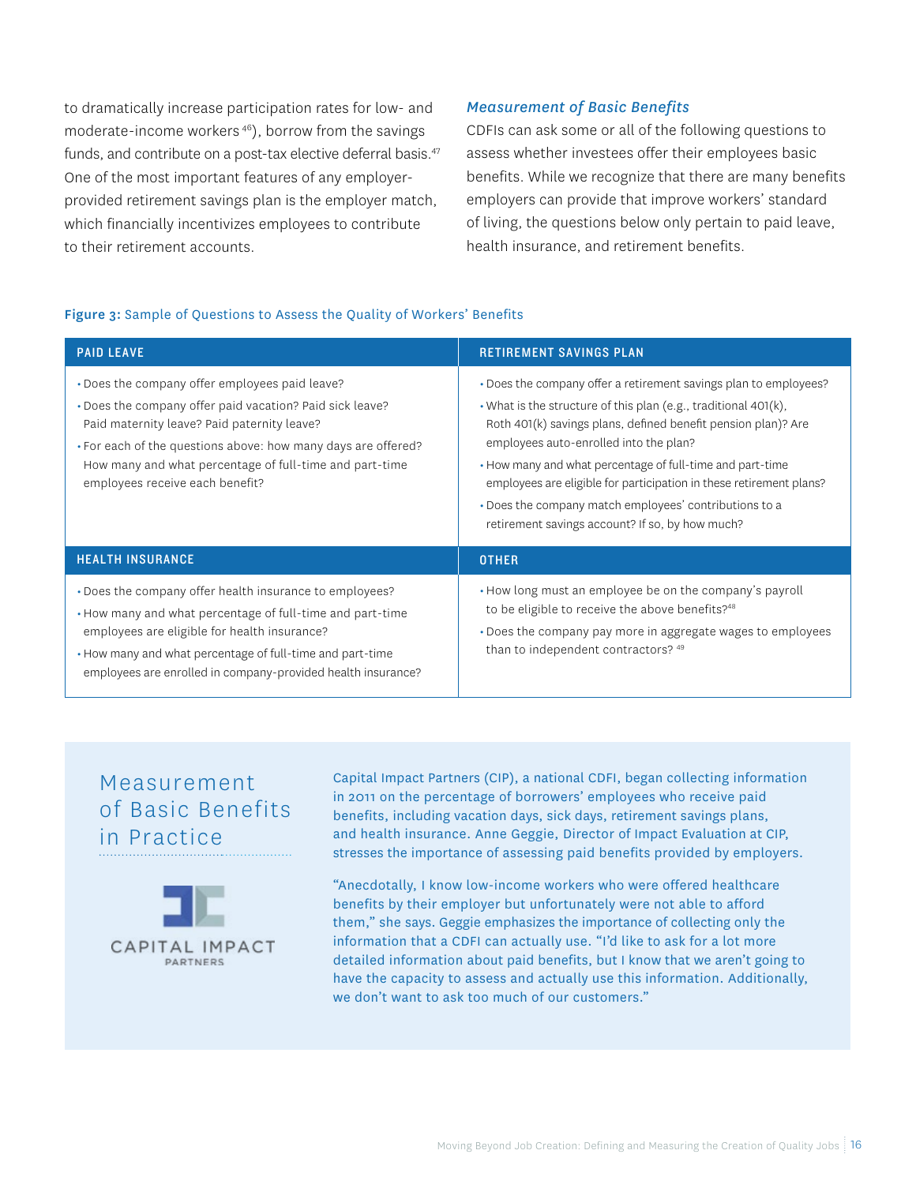to dramatically increase participation rates for low- and moderate-income workers [46]), borrow from the savings funds, and contribute on a post-tax elective deferral basis.[47] One of the most important features of any employer-provided retirement savings plan is the employer match, which financially incentivizes employees to contribute to their retirement accounts.

### *Measurement of Basic Benefits*

CDFIs can ask some or all of the following questions to assess whether investees offer their employees basic benefits. While we recognize that there are many benefits employers can provide that improve workers' standard of living, the questions below only pertain to paid leave, health insurance, and retirement benefits.

**Figure 3:** Sample of Questions to Assess the Quality of Workers' Benefits

| PAID LEAVE | RETIREMENT SAVINGS PLAN |
|---|---|
| • Does the company offer employees paid leave?<br>• Does the company offer paid vacation? Paid sick leave? Paid maternity leave? Paid paternity leave?<br>• For each of the questions above: how many days are offered? How many and what percentage of full-time and part-time employees receive each benefit? | • Does the company offer a retirement savings plan to employees?<br>• What is the structure of this plan (e.g., traditional 401(k), Roth 401(k) savings plans, defined benefit pension plan)? Are employees auto-enrolled into the plan?<br>• How many and what percentage of full-time and part-time employees are eligible for participation in these retirement plans?<br>• Does the company match employees' contributions to a retirement savings account? If so, by how much? |
| **HEALTH INSURANCE** | **OTHER** |
| • Does the company offer health insurance to employees?<br>• How many and what percentage of full-time and part-time employees are eligible for health insurance?<br>• How many and what percentage of full-time and part-time employees are enrolled in company-provided health insurance? | • How long must an employee be on the company's payroll to be eligible to receive the above benefits?[48]<br>• Does the company pay more in aggregate wages to employees than to independent contractors? [49] |

## Measurement of Basic Benefits in Practice

CAPITAL IMPACT PARTNERS

Capital Impact Partners (CIP), a national CDFI, began collecting information in 2011 on the percentage of borrowers' employees who receive paid benefits, including vacation days, sick days, retirement savings plans, and health insurance. Anne Geggie, Director of Impact Evaluation at CIP, stresses the importance of assessing paid benefits provided by employers.

"Anecdotally, I know low-income workers who were offered healthcare benefits by their employer but unfortunately were not able to afford them," she says. Geggie emphasizes the importance of collecting only the information that a CDFI can actually use. "I'd like to ask for a lot more detailed information about paid benefits, but I know that we aren't going to have the capacity to assess and actually use this information. Additionally, we don't want to ask too much of our customers."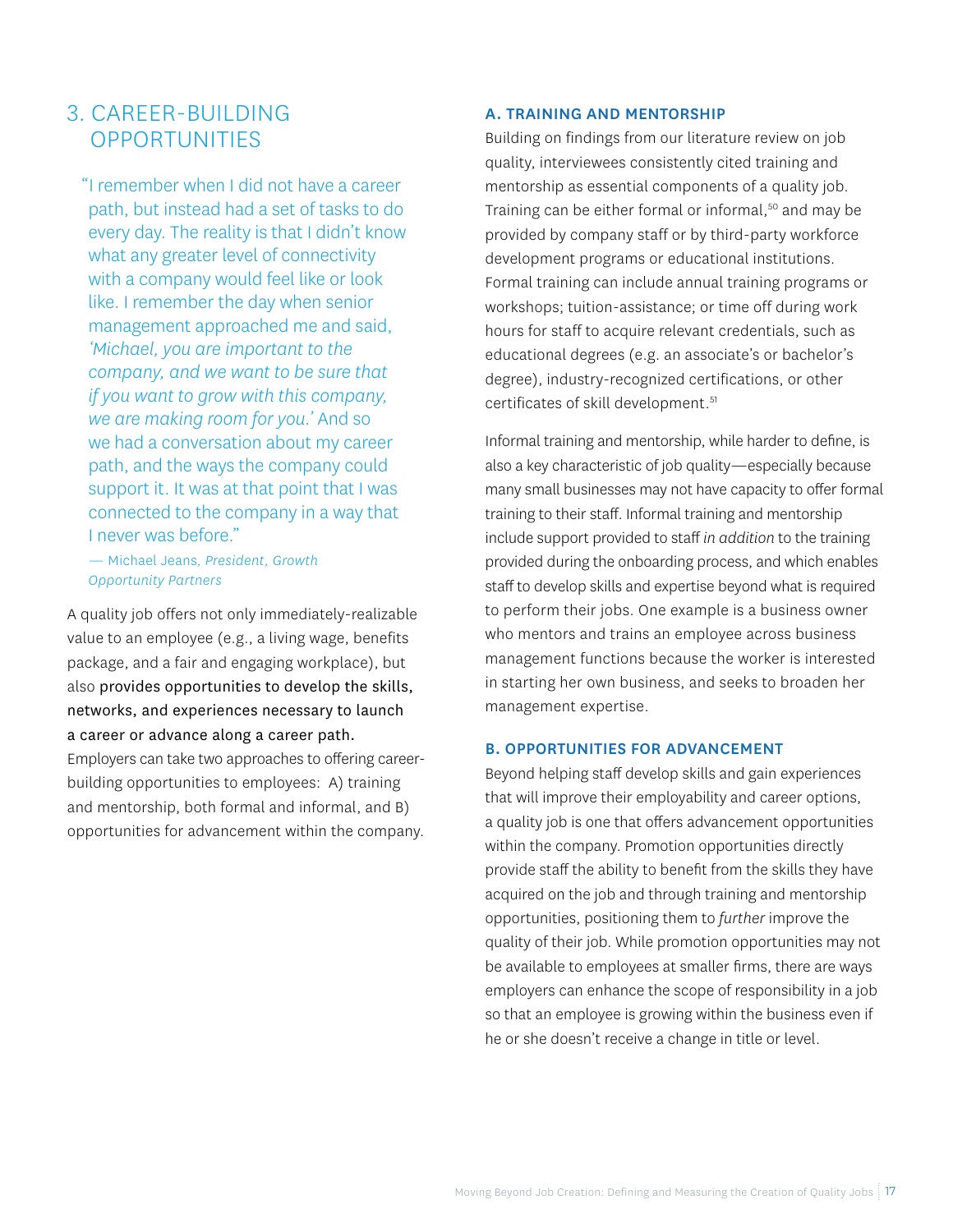## 3. CAREER-BUILDING OPPORTUNITIES

> "I remember when I did not have a career path, but instead had a set of tasks to do every day. The reality is that I didn't know what any greater level of connectivity with a company would feel like or look like. I remember the day when senior management approached me and said, *'Michael, you are important to the company, and we want to be sure that if you want to grow with this company, we are making room for you.'* And so we had a conversation about my career path, and the ways the company could support it. It was at that point that I was connected to the company in a way that I never was before."
>
> — Michael Jeans, *President, Growth Opportunity Partners*

A quality job offers not only immediately-realizable value to an employee (e.g., a living wage, benefits package, and a fair and engaging workplace), but also **provides opportunities to develop the skills, networks, and experiences necessary to launch a career or advance along a career path.** Employers can take two approaches to offering career-building opportunities to employees: A) training and mentorship, both formal and informal, and B) opportunities for advancement within the company.

### A. TRAINING AND MENTORSHIP

Building on findings from our literature review on job quality, interviewees consistently cited training and mentorship as essential components of a quality job. Training can be either formal or informal,[50] and may be provided by company staff or by third-party workforce development programs or educational institutions. Formal training can include annual training programs or workshops; tuition-assistance; or time off during work hours for staff to acquire relevant credentials, such as educational degrees (e.g. an associate's or bachelor's degree), industry-recognized certifications, or other certificates of skill development.[51]

Informal training and mentorship, while harder to define, is also a key characteristic of job quality—especially because many small businesses may not have capacity to offer formal training to their staff. Informal training and mentorship include support provided to staff *in addition* to the training provided during the onboarding process, and which enables staff to develop skills and expertise beyond what is required to perform their jobs. One example is a business owner who mentors and trains an employee across business management functions because the worker is interested in starting her own business, and seeks to broaden her management expertise.

### B. OPPORTUNITIES FOR ADVANCEMENT

Beyond helping staff develop skills and gain experiences that will improve their employability and career options, a quality job is one that offers advancement opportunities within the company. Promotion opportunities directly provide staff the ability to benefit from the skills they have acquired on the job and through training and mentorship opportunities, positioning them to *further* improve the quality of their job. While promotion opportunities may not be available to employees at smaller firms, there are ways employers can enhance the scope of responsibility in a job so that an employee is growing within the business even if he or she doesn't receive a change in title or level.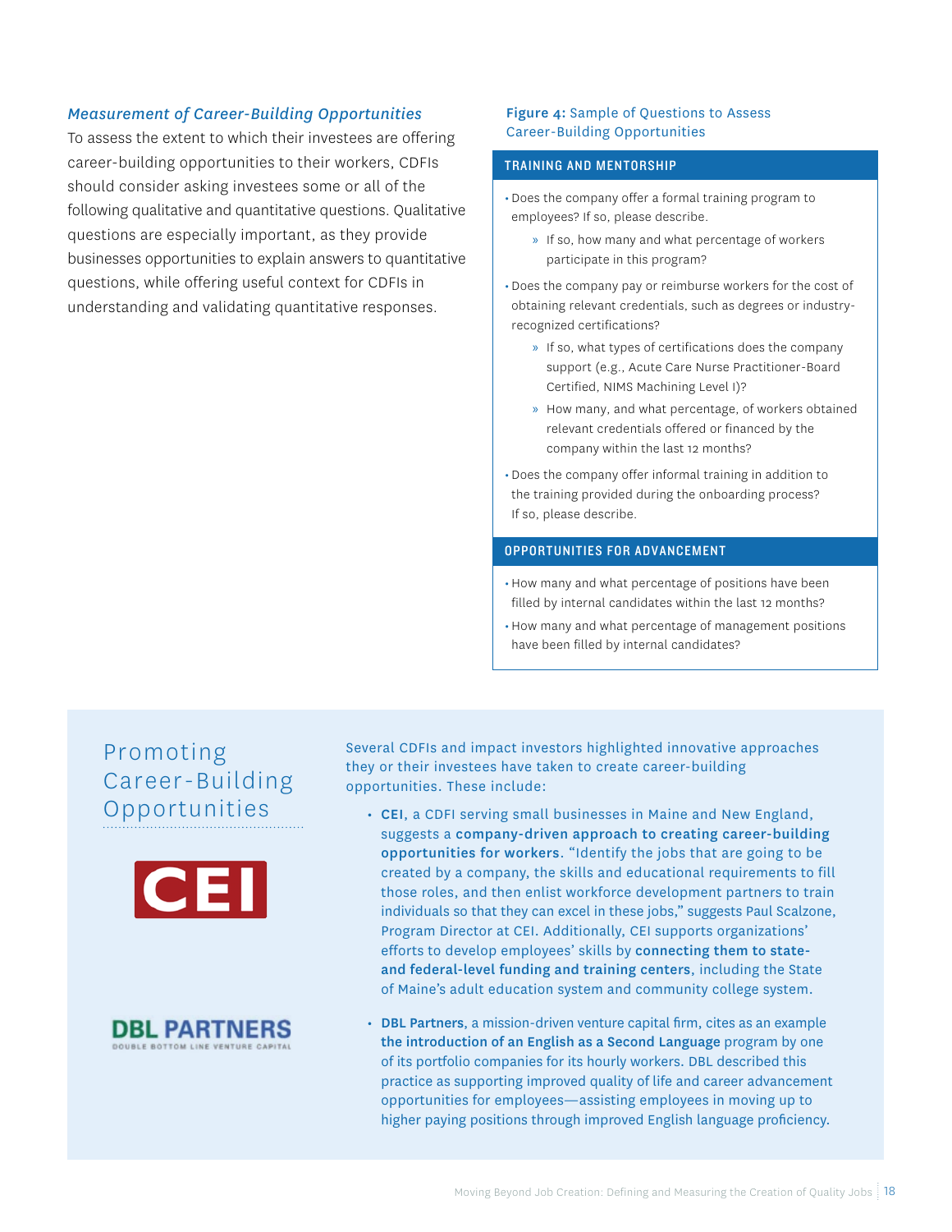### *Measurement of Career-Building Opportunities*

To assess the extent to which their investees are offering career-building opportunities to their workers, CDFIs should consider asking investees some or all of the following qualitative and quantitative questions. Qualitative questions are especially important, as they provide businesses opportunities to explain answers to quantitative questions, while offering useful context for CDFIs in understanding and validating quantitative responses.

**Figure 4:** Sample of Questions to Assess Career-Building Opportunities

**TRAINING AND MENTORSHIP**

- Does the company offer a formal training program to employees? If so, please describe.
  - If so, how many and what percentage of workers participate in this program?
- Does the company pay or reimburse workers for the cost of obtaining relevant credentials, such as degrees or industry-recognized certifications?
  - If so, what types of certifications does the company support (e.g., Acute Care Nurse Practitioner-Board Certified, NIMS Machining Level I)?
  - How many, and what percentage, of workers obtained relevant credentials offered or financed by the company within the last 12 months?
- Does the company offer informal training in addition to the training provided during the onboarding process? If so, please describe.

**OPPORTUNITIES FOR ADVANCEMENT**

- How many and what percentage of positions have been filled by internal candidates within the last 12 months?
- How many and what percentage of management positions have been filled by internal candidates?

## Promoting Career-Building Opportunities

Several CDFIs and impact investors highlighted innovative approaches they or their investees have taken to create career-building opportunities. These include:

- **CEI**, a CDFI serving small businesses in Maine and New England, suggests a **company-driven approach to creating career-building opportunities for workers**. "Identify the jobs that are going to be created by a company, the skills and educational requirements to fill those roles, and then enlist workforce development partners to train individuals so that they can excel in these jobs," suggests Paul Scalzone, Program Director at CEI. Additionally, CEI supports organizations' efforts to develop employees' skills by **connecting them to state- and federal-level funding and training centers**, including the State of Maine's adult education system and community college system.
- **DBL Partners**, a mission-driven venture capital firm, cites as an example **the introduction of an English as a Second Language** program by one of its portfolio companies for its hourly workers. DBL described this practice as supporting improved quality of life and career advancement opportunities for employees—assisting employees in moving up to higher paying positions through improved English language proficiency.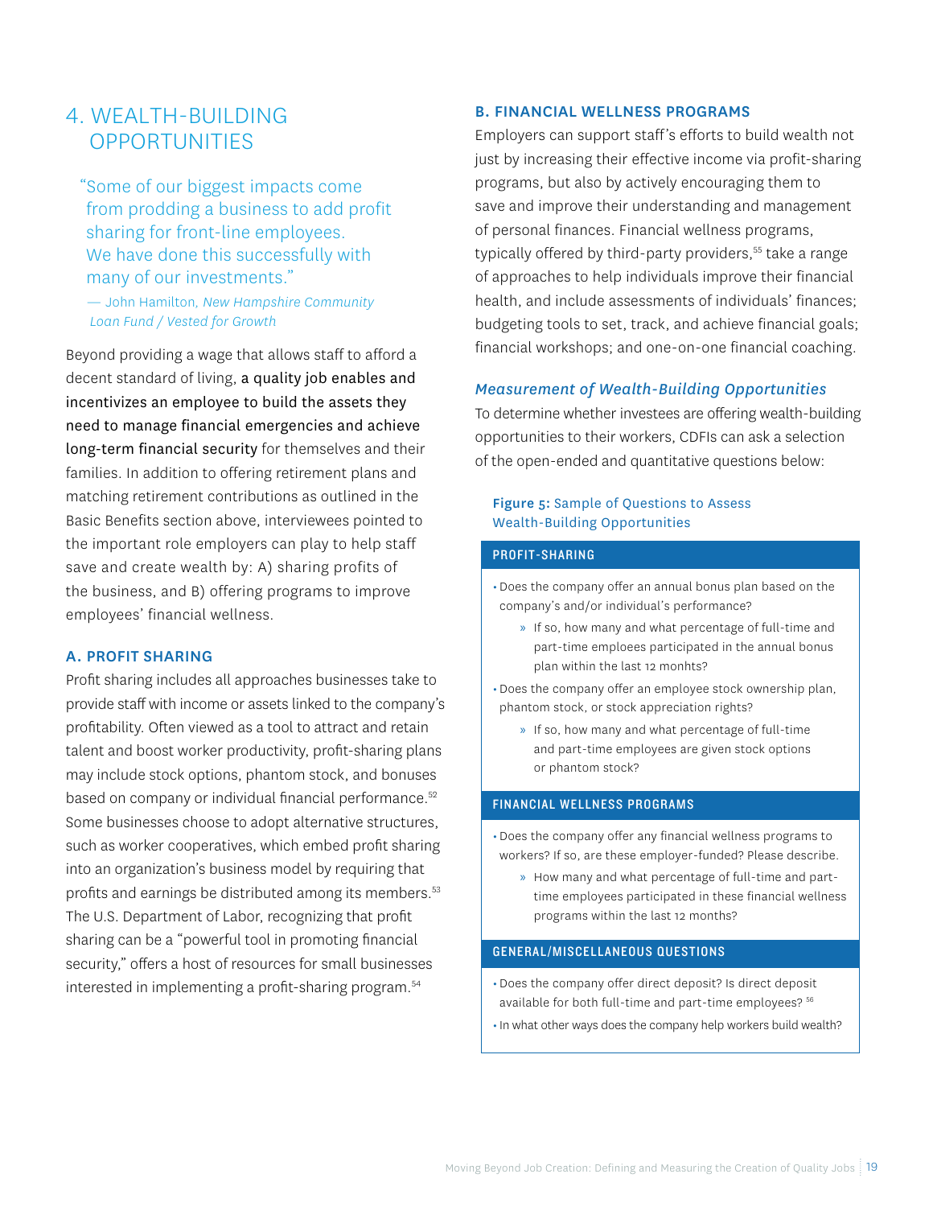## 4. WEALTH-BUILDING OPPORTUNITIES

> "Some of our biggest impacts come from prodding a business to add profit sharing for front-line employees. We have done this successfully with many of our investments."
>
> — John Hamilton, *New Hampshire Community Loan Fund / Vested for Growth*

Beyond providing a wage that allows staff to afford a decent standard of living, a quality job enables and incentivizes an employee to build the assets they need to manage financial emergencies and achieve long-term financial security for themselves and their families. In addition to offering retirement plans and matching retirement contributions as outlined in the Basic Benefits section above, interviewees pointed to the important role employers can play to help staff save and create wealth by: A) sharing profits of the business, and B) offering programs to improve employees' financial wellness.

### A. PROFIT SHARING

Profit sharing includes all approaches businesses take to provide staff with income or assets linked to the company's profitability. Often viewed as a tool to attract and retain talent and boost worker productivity, profit-sharing plans may include stock options, phantom stock, and bonuses based on company or individual financial performance.[52] Some businesses choose to adopt alternative structures, such as worker cooperatives, which embed profit sharing into an organization's business model by requiring that profits and earnings be distributed among its members.[53] The U.S. Department of Labor, recognizing that profit sharing can be a "powerful tool in promoting financial security," offers a host of resources for small businesses interested in implementing a profit-sharing program.[54]

### B. FINANCIAL WELLNESS PROGRAMS

Employers can support staff's efforts to build wealth not just by increasing their effective income via profit-sharing programs, but also by actively encouraging them to save and improve their understanding and management of personal finances. Financial wellness programs, typically offered by third-party providers,[55] take a range of approaches to help individuals improve their financial health, and include assessments of individuals' finances; budgeting tools to set, track, and achieve financial goals; financial workshops; and one-on-one financial coaching.

### *Measurement of Wealth-Building Opportunities*

To determine whether investees are offering wealth-building opportunities to their workers, CDFIs can ask a selection of the open-ended and quantitative questions below:

**Figure 5:** Sample of Questions to Assess Wealth-Building Opportunities

**PROFIT-SHARING**

- Does the company offer an annual bonus plan based on the company's and/or individual's performance?
  - If so, how many and what percentage of full-time and part-time emploees participated in the annual bonus plan within the last 12 monhts?
- Does the company offer an employee stock ownership plan, phantom stock, or stock appreciation rights?
  - If so, how many and what percentage of full-time and part-time employees are given stock options or phantom stock?

**FINANCIAL WELLNESS PROGRAMS**

- Does the company offer any financial wellness programs to workers? If so, are these employer-funded? Please describe.
  - How many and what percentage of full-time and part-time employees participated in these financial wellness programs within the last 12 months?

**GENERAL/MISCELLANEOUS QUESTIONS**

- Does the company offer direct deposit? Is direct deposit available for both full-time and part-time employees?[56]
- In what other ways does the company help workers build wealth?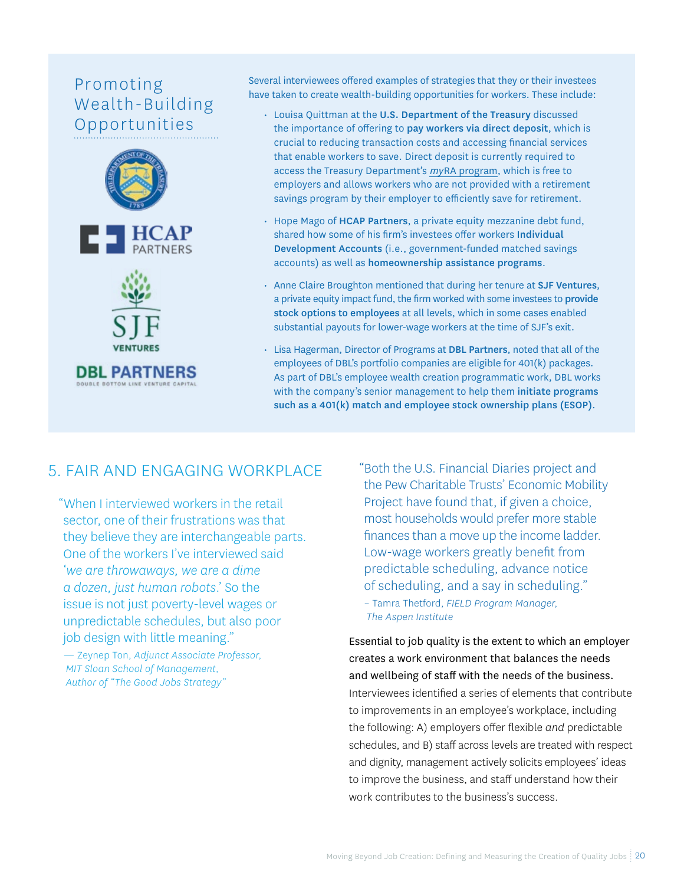## Promoting Wealth-Building Opportunities

Several interviewees offered examples of strategies that they or their investees have taken to create wealth-building opportunities for workers. These include:

- Louisa Quittman at the **U.S. Department of the Treasury** discussed the importance of offering to **pay workers via direct deposit**, which is crucial to reducing transaction costs and accessing financial services that enable workers to save. Direct deposit is currently required to access the Treasury Department's *my*RA program, which is free to employers and allows workers who are not provided with a retirement savings program by their employer to efficiently save for retirement.
- Hope Mago of **HCAP Partners**, a private equity mezzanine debt fund, shared how some of his firm's investees offer workers **Individual Development Accounts** (i.e., government-funded matched savings accounts) as well as **homeownership assistance programs**.
- Anne Claire Broughton mentioned that during her tenure at **SJF Ventures**, a private equity impact fund, the firm worked with some investees to **provide stock options to employees** at all levels, which in some cases enabled substantial payouts for lower-wage workers at the time of SJF's exit.
- Lisa Hagerman, Director of Programs at **DBL Partners**, noted that all of the employees of DBL's portfolio companies are eligible for 401(k) packages. As part of DBL's employee wealth creation programmatic work, DBL works with the company's senior management to help them **initiate programs such as a 401(k) match and employee stock ownership plans (ESOP)**.

## 5. FAIR AND ENGAGING WORKPLACE

> "When I interviewed workers in the retail sector, one of their frustrations was that they believe they are interchangeable parts. One of the workers I've interviewed said '*we are throwaways, we are a dime a dozen, just human robots*.' So the issue is not just poverty-level wages or unpredictable schedules, but also poor job design with little meaning."
>
> — Zeynep Ton, *Adjunct Associate Professor, MIT Sloan School of Management, Author of "The Good Jobs Strategy"*

> "Both the U.S. Financial Diaries project and the Pew Charitable Trusts' Economic Mobility Project have found that, if given a choice, most households would prefer more stable finances than a move up the income ladder. Low-wage workers greatly benefit from predictable scheduling, advance notice of scheduling, and a say in scheduling."
>
> – Tamra Thetford, *FIELD Program Manager, The Aspen Institute*

**Essential to job quality is the extent to which an employer creates a work environment that balances the needs and wellbeing of staff with the needs of the business.** Interviewees identified a series of elements that contribute to improvements in an employee's workplace, including the following: A) employers offer flexible *and* predictable schedules, and B) staff across levels are treated with respect and dignity, management actively solicits employees' ideas to improve the business, and staff understand how their work contributes to the business's success.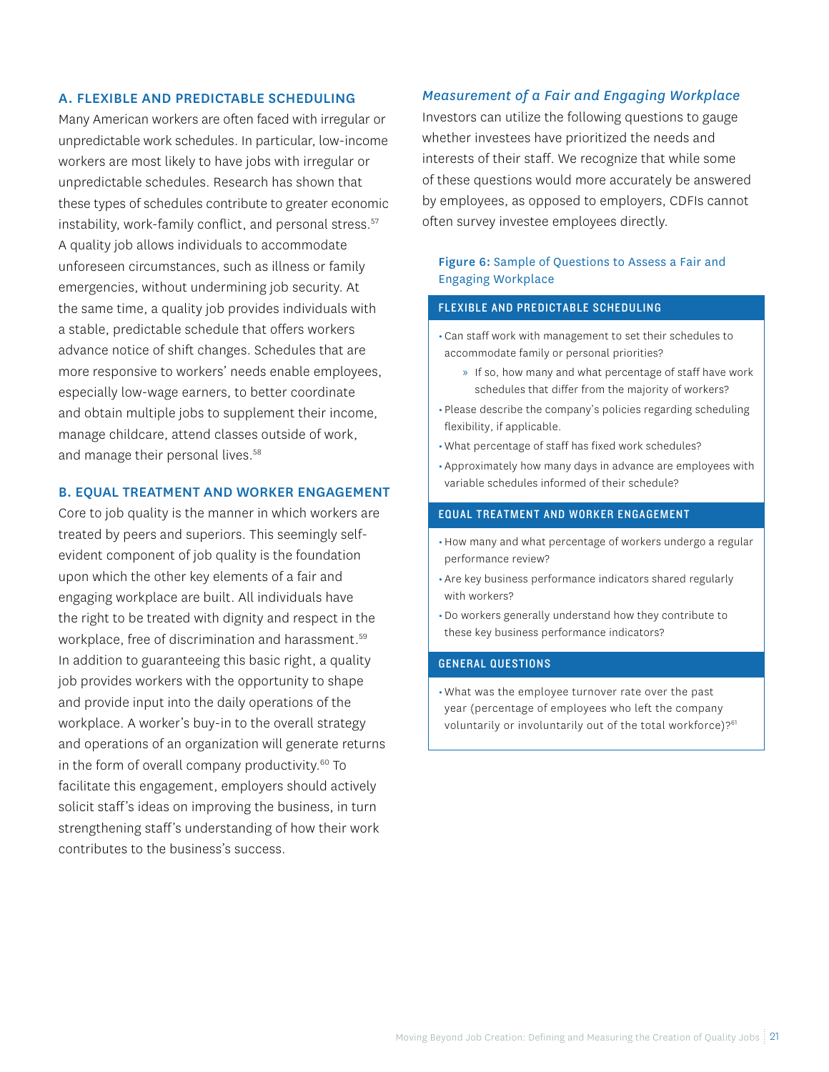### A. FLEXIBLE AND PREDICTABLE SCHEDULING

Many American workers are often faced with irregular or unpredictable work schedules. In particular, low-income workers are most likely to have jobs with irregular or unpredictable schedules. Research has shown that these types of schedules contribute to greater economic instability, work-family conflict, and personal stress.[57] A quality job allows individuals to accommodate unforeseen circumstances, such as illness or family emergencies, without undermining job security. At the same time, a quality job provides individuals with a stable, predictable schedule that offers workers advance notice of shift changes. Schedules that are more responsive to workers' needs enable employees, especially low-wage earners, to better coordinate and obtain multiple jobs to supplement their income, manage childcare, attend classes outside of work, and manage their personal lives.[58]

### B. EQUAL TREATMENT AND WORKER ENGAGEMENT

Core to job quality is the manner in which workers are treated by peers and superiors. This seemingly self-evident component of job quality is the foundation upon which the other key elements of a fair and engaging workplace are built. All individuals have the right to be treated with dignity and respect in the workplace, free of discrimination and harassment.[59] In addition to guaranteeing this basic right, a quality job provides workers with the opportunity to shape and provide input into the daily operations of the workplace. A worker's buy-in to the overall strategy and operations of an organization will generate returns in the form of overall company productivity.[60] To facilitate this engagement, employers should actively solicit staff's ideas on improving the business, in turn strengthening staff's understanding of how their work contributes to the business's success.

### *Measurement of a Fair and Engaging Workplace*

Investors can utilize the following questions to gauge whether investees have prioritized the needs and interests of their staff. We recognize that while some of these questions would more accurately be answered by employees, as opposed to employers, CDFIs cannot often survey investee employees directly.

**Figure 6:** Sample of Questions to Assess a Fair and Engaging Workplace

**FLEXIBLE AND PREDICTABLE SCHEDULING**

- Can staff work with management to set their schedules to accommodate family or personal priorities?
  - If so, how many and what percentage of staff have work schedules that differ from the majority of workers?
- Please describe the company's policies regarding scheduling flexibility, if applicable.
- What percentage of staff has fixed work schedules?
- Approximately how many days in advance are employees with variable schedules informed of their schedule?

**EQUAL TREATMENT AND WORKER ENGAGEMENT**

- How many and what percentage of workers undergo a regular performance review?
- Are key business performance indicators shared regularly with workers?
- Do workers generally understand how they contribute to these key business performance indicators?

**GENERAL QUESTIONS**

- What was the employee turnover rate over the past year (percentage of employees who left the company voluntarily or involuntarily out of the total workforce)?[61]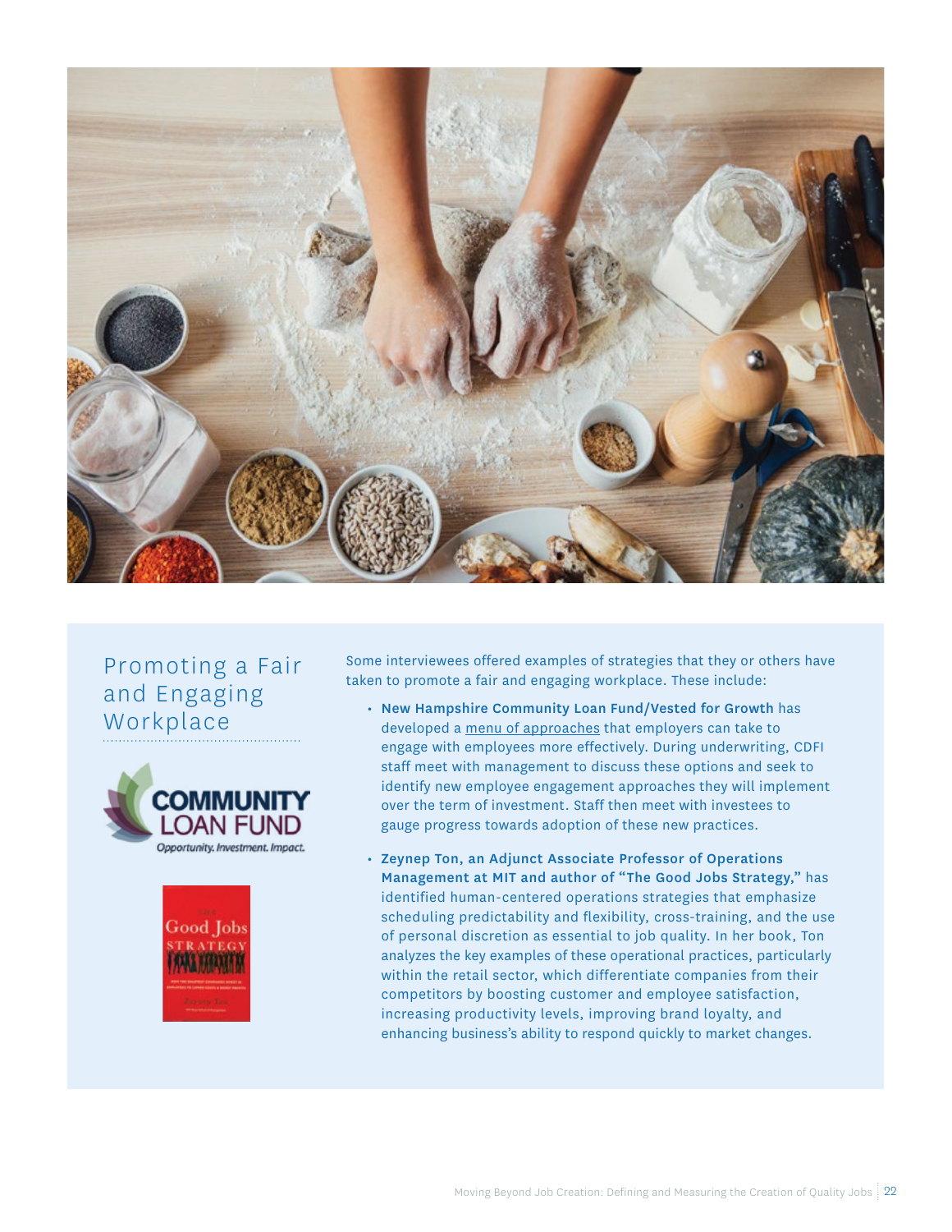## Promoting a Fair and Engaging Workplace

Some interviewees offered examples of strategies that they or others have taken to promote a fair and engaging workplace. These include:

- **New Hampshire Community Loan Fund/Vested for Growth** has developed a menu of approaches that employers can take to engage with employees more effectively. During underwriting, CDFI staff meet with management to discuss these options and seek to identify new employee engagement approaches they will implement over the term of investment. Staff then meet with investees to gauge progress towards adoption of these new practices.
- **Zeynep Ton, an Adjunct Associate Professor of Operations Management at MIT and author of "The Good Jobs Strategy,"** has identified human-centered operations strategies that emphasize scheduling predictability and flexibility, cross-training, and the use of personal discretion as essential to job quality. In her book, Ton analyzes the key examples of these operational practices, particularly within the retail sector, which differentiate companies from their competitors by boosting customer and employee satisfaction, increasing productivity levels, improving brand loyalty, and enhancing business's ability to respond quickly to market changes.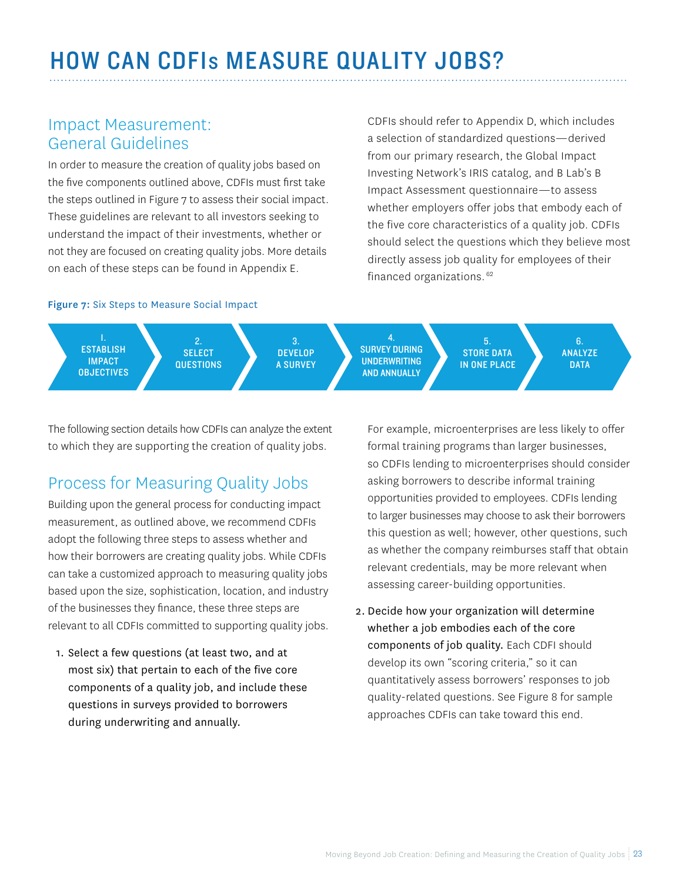# HOW CAN CDFIs MEASURE QUALITY JOBS?

## Impact Measurement: General Guidelines

In order to measure the creation of quality jobs based on the five components outlined above, CDFIs must first take the steps outlined in Figure 7 to assess their social impact. These guidelines are relevant to all investors seeking to understand the impact of their investments, whether or not they are focused on creating quality jobs. More details on each of these steps can be found in Appendix E.

CDFIs should refer to Appendix D, which includes a selection of standardized questions—derived from our primary research, the Global Impact Investing Network's IRIS catalog, and B Lab's B Impact Assessment questionnaire—to assess whether employers offer jobs that embody each of the five core characteristics of a quality job. CDFIs should select the questions which they believe most directly assess job quality for employees of their financed organizations.[62]

**Figure 7:** Six Steps to Measure Social Impact

1. ESTABLISH IMPACT OBJECTIVES
2. SELECT QUESTIONS
3. DEVELOP A SURVEY
4. SURVEY DURING UNDERWRITING AND ANNUALLY
5. STORE DATA IN ONE PLACE
6. ANALYZE DATA

The following section details how CDFIs can analyze the extent to which they are supporting the creation of quality jobs.

## Process for Measuring Quality Jobs

Building upon the general process for conducting impact measurement, as outlined above, we recommend CDFIs adopt the following three steps to assess whether and how their borrowers are creating quality jobs. While CDFIs can take a customized approach to measuring quality jobs based upon the size, sophistication, location, and industry of the businesses they finance, these three steps are relevant to all CDFIs committed to supporting quality jobs.

1. Select a few questions (at least two, and at most six) that pertain to each of the five core components of a quality job, and include these questions in surveys provided to borrowers during underwriting and annually.

   For example, microenterprises are less likely to offer formal training programs than larger businesses, so CDFIs lending to microenterprises should consider asking borrowers to describe informal training opportunities provided to employees. CDFIs lending to larger businesses may choose to ask their borrowers this question as well; however, other questions, such as whether the company reimburses staff that obtain relevant credentials, may be more relevant when assessing career-building opportunities.

2. Decide how your organization will determine whether a job embodies each of the core components of job quality. Each CDFI should develop its own "scoring criteria," so it can quantitatively assess borrowers' responses to job quality-related questions. See Figure 8 for sample approaches CDFIs can take toward this end.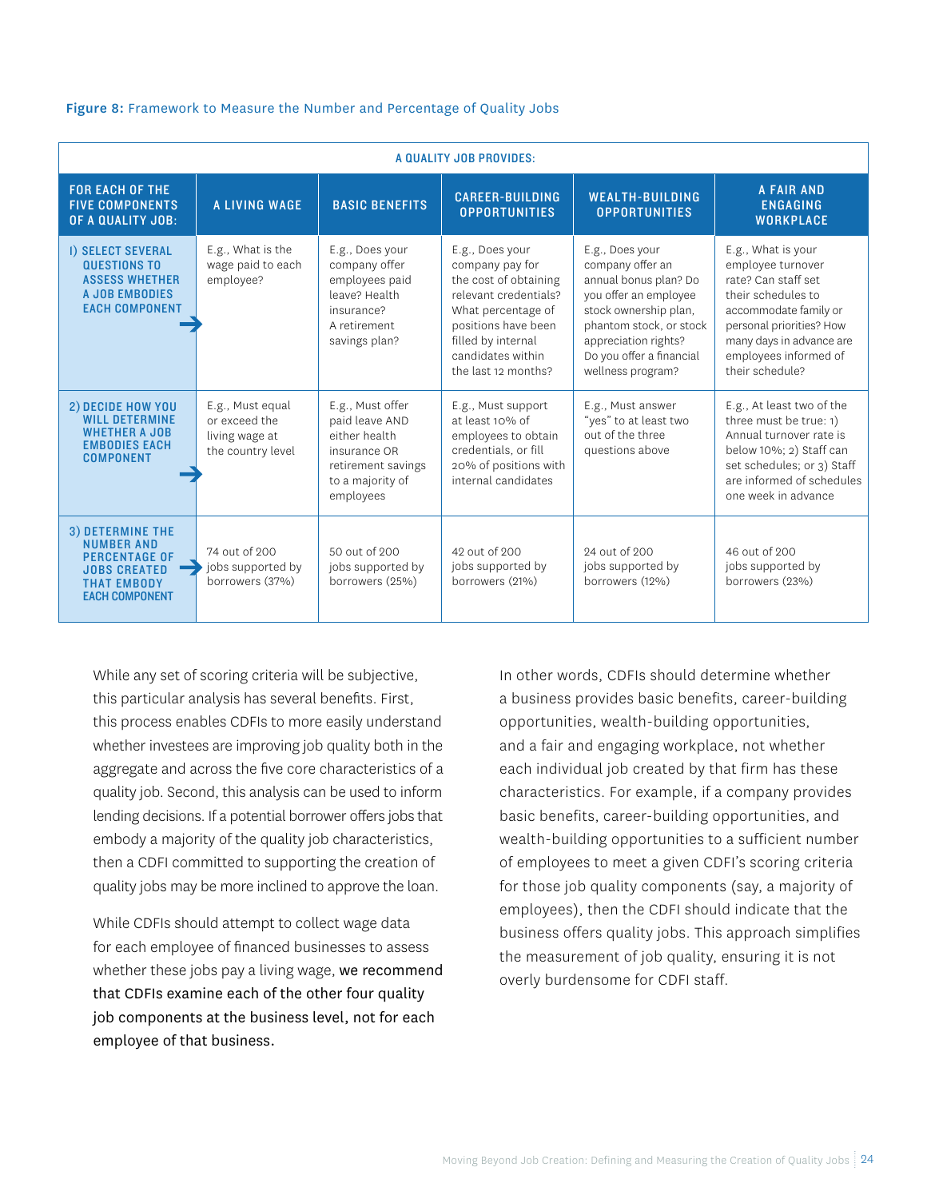**Figure 8:** Framework to Measure the Number and Percentage of Quality Jobs

| | A QUALITY JOB PROVIDES: | | | | |
|---|---|---|---|---|---|
| **FOR EACH OF THE FIVE COMPONENTS OF A QUALITY JOB:** | **A LIVING WAGE** | **BASIC BENEFITS** | **CAREER-BUILDING OPPORTUNITIES** | **WEALTH-BUILDING OPPORTUNITIES** | **A FAIR AND ENGAGING WORKPLACE** |
| **1) SELECT SEVERAL QUESTIONS TO ASSESS WHETHER A JOB EMBODIES EACH COMPONENT** → | E.g., What is the wage paid to each employee? | E.g., Does your company offer employees paid leave? Health insurance? A retirement savings plan? | E.g., Does your company pay for the cost of obtaining relevant credentials? What percentage of positions have been filled by internal candidates within the last 12 months? | E.g., Does your company offer an annual bonus plan? Do you offer an employee stock ownership plan, phantom stock, or stock appreciation rights? Do you offer a financial wellness program? | E.g., What is your employee turnover rate? Can staff set their schedules to accommodate family or personal priorities? How many days in advance are employees informed of their schedule? |
| **2) DECIDE HOW YOU WILL DETERMINE WHETHER A JOB EMBODIES EACH COMPONENT** → | E.g., Must equal or exceed the living wage at the country level | E.g., Must offer paid leave AND either health insurance OR retirement savings to a majority of employees | E.g., Must support at least 10% of employees to obtain credentials, or fill 20% of positions with internal candidates | E.g., Must answer "yes" to at least two out of the three questions above | E.g., At least two of the three must be true: 1) Annual turnover rate is below 10%; 2) Staff can set schedules; or 3) Staff are informed of schedules one week in advance |
| **3) DETERMINE THE NUMBER AND PERCENTAGE OF JOBS CREATED THAT EMBODY EACH COMPONENT** → | 74 out of 200 jobs supported by borrowers (37%) | 50 out of 200 jobs supported by borrowers (25%) | 42 out of 200 jobs supported by borrowers (21%) | 24 out of 200 jobs supported by borrowers (12%) | 46 out of 200 jobs supported by borrowers (23%) |

While any set of scoring criteria will be subjective, this particular analysis has several benefits. First, this process enables CDFIs to more easily understand whether investees are improving job quality both in the aggregate and across the five core characteristics of a quality job. Second, this analysis can be used to inform lending decisions. If a potential borrower offers jobs that embody a majority of the quality job characteristics, then a CDFI committed to supporting the creation of quality jobs may be more inclined to approve the loan.

While CDFIs should attempt to collect wage data for each employee of financed businesses to assess whether these jobs pay a living wage, we recommend that CDFIs examine each of the other four quality job components at the business level, not for each employee of that business.

In other words, CDFIs should determine whether a business provides basic benefits, career-building opportunities, wealth-building opportunities, and a fair and engaging workplace, not whether each individual job created by that firm has these characteristics. For example, if a company provides basic benefits, career-building opportunities, and wealth-building opportunities to a sufficient number of employees to meet a given CDFI's scoring criteria for those job quality components (say, a majority of employees), then the CDFI should indicate that the business offers quality jobs. This approach simplifies the measurement of job quality, ensuring it is not overly burdensome for CDFI staff.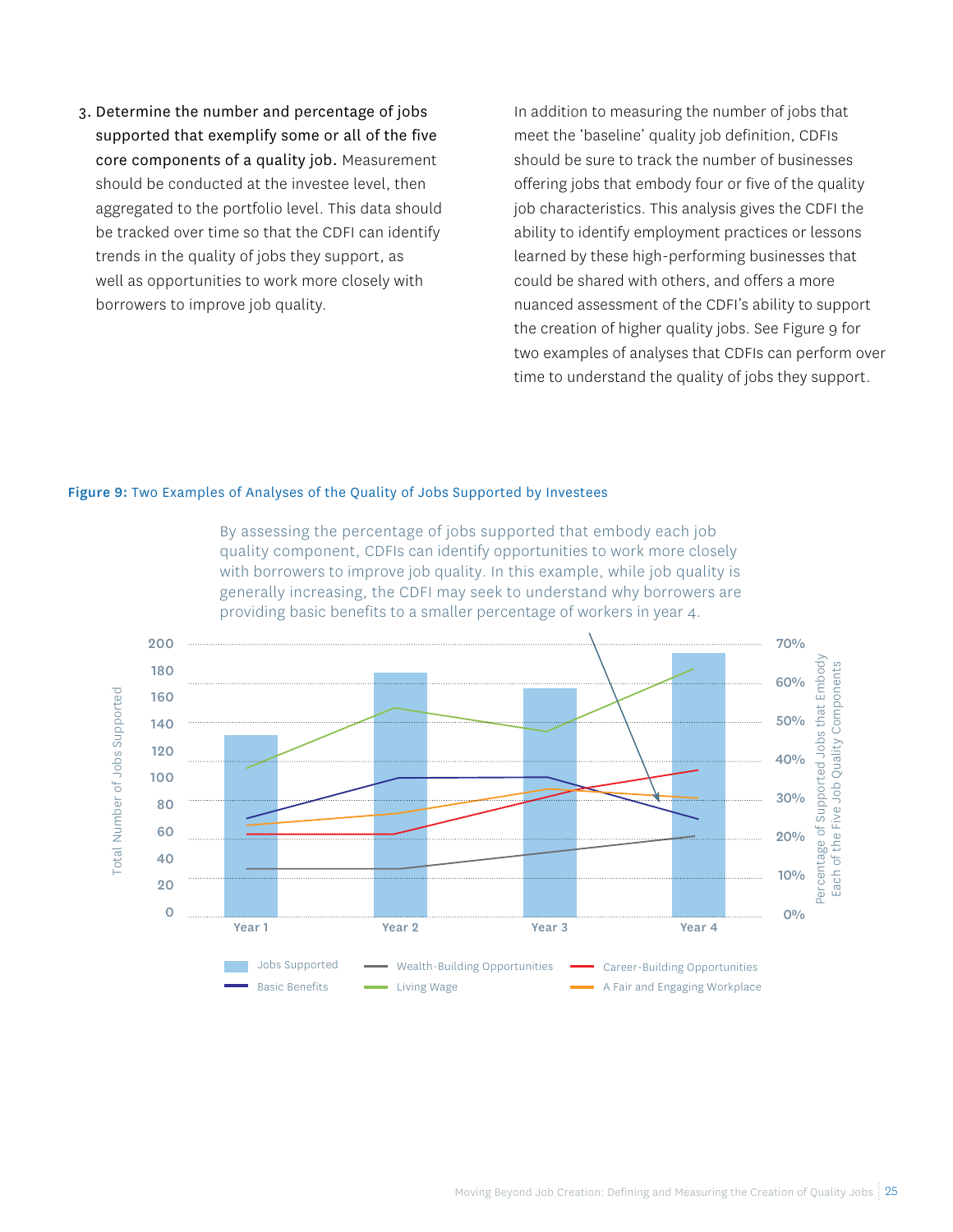3. **Determine the number and percentage of jobs supported that exemplify some or all of the five core components of a quality job.** Measurement should be conducted at the investee level, then aggregated to the portfolio level. This data should be tracked over time so that the CDFI can identify trends in the quality of jobs they support, as well as opportunities to work more closely with borrowers to improve job quality.

In addition to measuring the number of jobs that meet the 'baseline' quality job definition, CDFIs should be sure to track the number of businesses offering jobs that embody four or five of the quality job characteristics. This analysis gives the CDFI the ability to identify employment practices or lessons learned by these high-performing businesses that could be shared with others, and offers a more nuanced assessment of the CDFI's ability to support the creation of higher quality jobs. See Figure 9 for two examples of analyses that CDFIs can perform over time to understand the quality of jobs they support.

**Figure 9:** Two Examples of Analyses of the Quality of Jobs Supported by Investees

By assessing the percentage of jobs supported that embody each job quality component, CDFIs can identify opportunities to work more closely with borrowers to improve job quality. In this example, while job quality is generally increasing, the CDFI may seek to understand why borrowers are providing basic benefits to a smaller percentage of workers in year 4.

Total Number of Jobs Supported: 0, 20, 40, 60, 80, 100, 120, 140, 160, 180, 200

Percentage of Supported Jobs that Embody Each of the Five Job Quality Components: 0%, 10%, 20%, 30%, 40%, 50%, 60%, 70%

Year 1, Year 2, Year 3, Year 4

Jobs Supported; Wealth-Building Opportunities; Career-Building Opportunities; Basic Benefits; Living Wage; A Fair and Engaging Workplace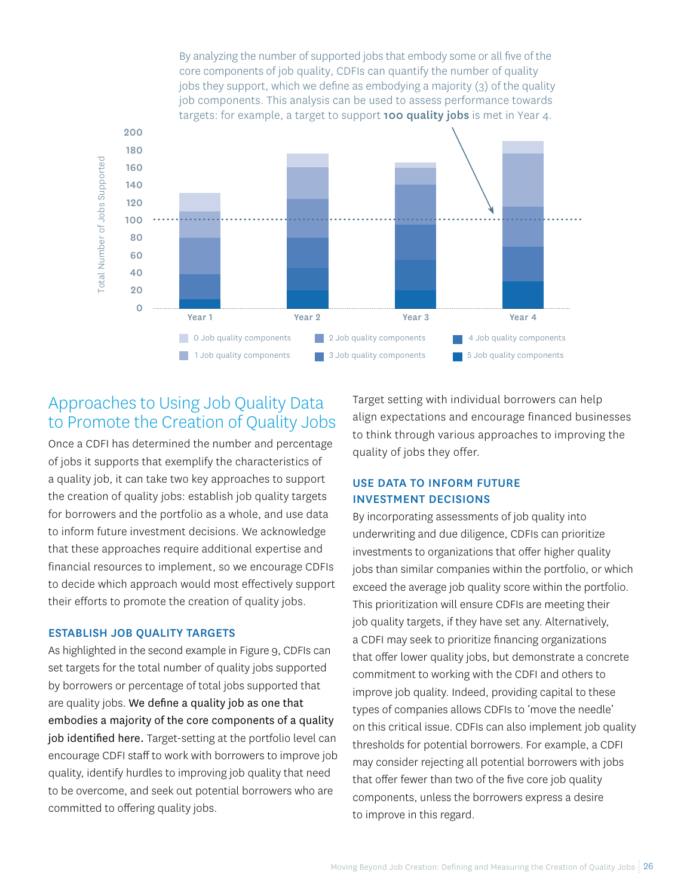By analyzing the number of supported jobs that embody some or all five of the core components of job quality, CDFIs can quantify the number of quality jobs they support, which we define as embodying a majority (3) of the quality job components. This analysis can be used to assess performance towards targets: for example, a target to support **100 quality jobs** is met in Year 4.

## Approaches to Using Job Quality Data to Promote the Creation of Quality Jobs

Once a CDFI has determined the number and percentage of jobs it supports that exemplify the characteristics of a quality job, it can take two key approaches to support the creation of quality jobs: establish job quality targets for borrowers and the portfolio as a whole, and use data to inform future investment decisions. We acknowledge that these approaches require additional expertise and financial resources to implement, so we encourage CDFIs to decide which approach would most effectively support their efforts to promote the creation of quality jobs.

### ESTABLISH JOB QUALITY TARGETS

As highlighted in the second example in Figure 9, CDFIs can set targets for the total number of quality jobs supported by borrowers or percentage of total jobs supported that are quality jobs. We define a quality job as one that embodies a majority of the core components of a quality job identified here. Target-setting at the portfolio level can encourage CDFI staff to work with borrowers to improve job quality, identify hurdles to improving job quality that need to be overcome, and seek out potential borrowers who are committed to offering quality jobs.

Target setting with individual borrowers can help align expectations and encourage financed businesses to think through various approaches to improving the quality of jobs they offer.

### USE DATA TO INFORM FUTURE INVESTMENT DECISIONS

By incorporating assessments of job quality into underwriting and due diligence, CDFIs can prioritize investments to organizations that offer higher quality jobs than similar companies within the portfolio, or which exceed the average job quality score within the portfolio. This prioritization will ensure CDFIs are meeting their job quality targets, if they have set any. Alternatively, a CDFI may seek to prioritize financing organizations that offer lower quality jobs, but demonstrate a concrete commitment to working with the CDFI and others to improve job quality. Indeed, providing capital to these types of companies allows CDFIs to 'move the needle' on this critical issue. CDFIs can also implement job quality thresholds for potential borrowers. For example, a CDFI may consider rejecting all potential borrowers with jobs that offer fewer than two of the five core job quality components, unless the borrowers express a desire to improve in this regard.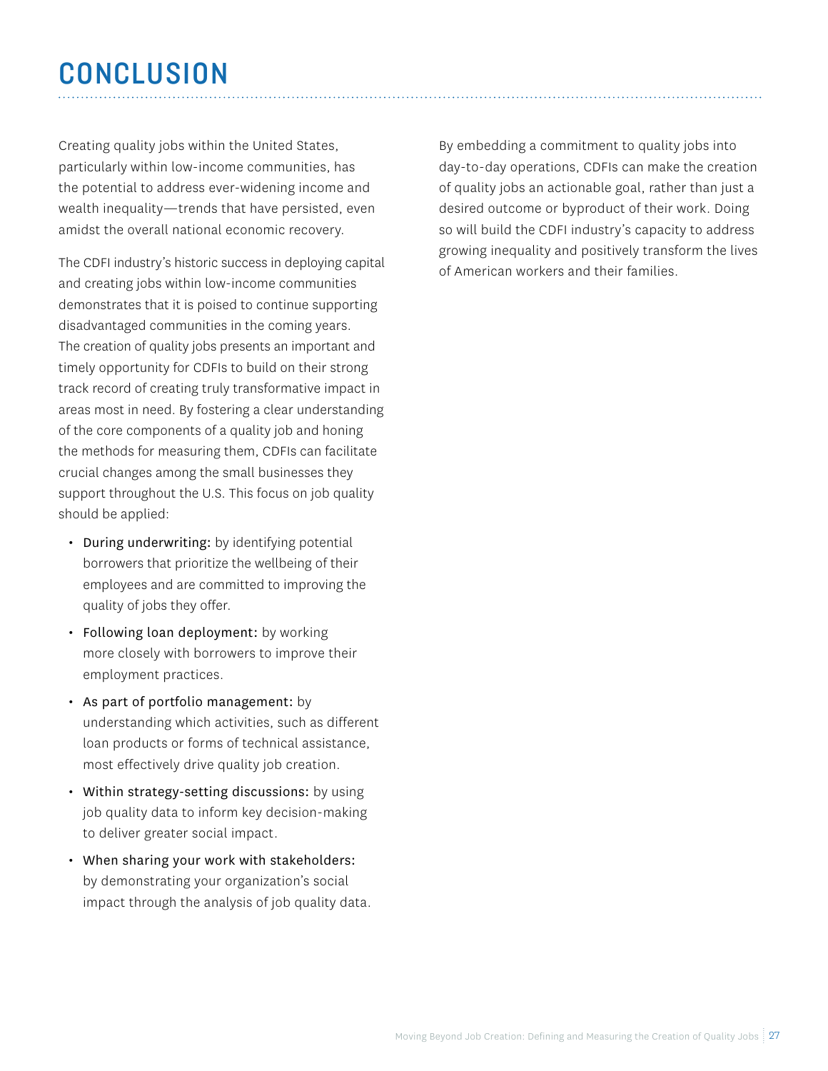# CONCLUSION

Creating quality jobs within the United States, particularly within low-income communities, has the potential to address ever-widening income and wealth inequality—trends that have persisted, even amidst the overall national economic recovery.

The CDFI industry's historic success in deploying capital and creating jobs within low-income communities demonstrates that it is poised to continue supporting disadvantaged communities in the coming years. The creation of quality jobs presents an important and timely opportunity for CDFIs to build on their strong track record of creating truly transformative impact in areas most in need. By fostering a clear understanding of the core components of a quality job and honing the methods for measuring them, CDFIs can facilitate crucial changes among the small businesses they support throughout the U.S. This focus on job quality should be applied:

- During underwriting: by identifying potential borrowers that prioritize the wellbeing of their employees and are committed to improving the quality of jobs they offer.
- Following loan deployment: by working more closely with borrowers to improve their employment practices.
- As part of portfolio management: by understanding which activities, such as different loan products or forms of technical assistance, most effectively drive quality job creation.
- Within strategy-setting discussions: by using job quality data to inform key decision-making to deliver greater social impact.
- When sharing your work with stakeholders: by demonstrating your organization's social impact through the analysis of job quality data.

By embedding a commitment to quality jobs into day-to-day operations, CDFIs can make the creation of quality jobs an actionable goal, rather than just a desired outcome or byproduct of their work. Doing so will build the CDFI industry's capacity to address growing inequality and positively transform the lives of American workers and their families.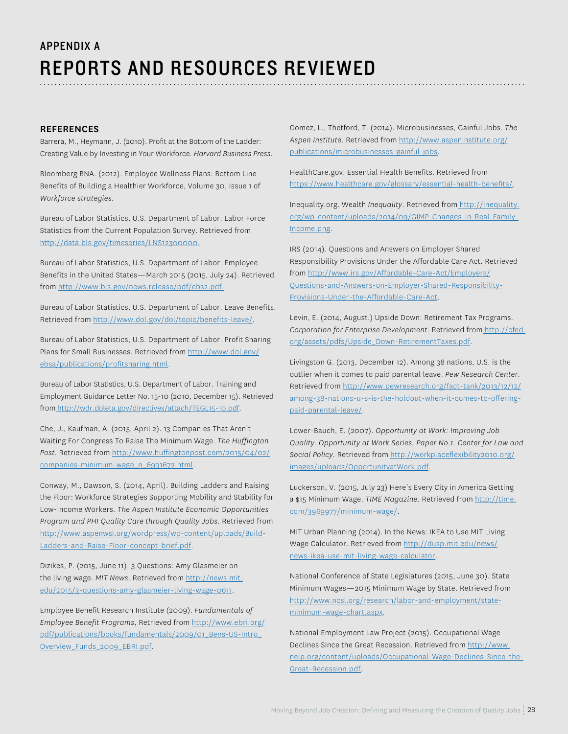# APPENDIX A

# REPORTS AND RESOURCES REVIEWED

### REFERENCES

Barrera, M., Heymann, J. (2010). Profit at the Bottom of the Ladder: Creating Value by Investing in Your Workforce. *Harvard Business Press*.

Bloomberg BNA. (2012). Employee Wellness Plans: Bottom Line Benefits of Building a Healthier Workforce, Volume 30, Issue 1 of *Workforce strategies*.

Bureau of Labor Statistics, U.S. Department of Labor. Labor Force Statistics from the Current Population Survey. Retrieved from http://data.bls.gov/timeseries/LNS12300000.

Bureau of Labor Statistics, U.S. Department of Labor. Employee Benefits in the United States—March 2015 (2015, July 24). Retrieved from http://www.bls.gov/news.release/pdf/ebs2.pdf.

Bureau of Labor Statistics, U.S. Department of Labor. Leave Benefits. Retrieved from http://www.dol.gov/dol/topic/benefits-leave/.

Bureau of Labor Statistics, U.S. Department of Labor. Profit Sharing Plans for Small Businesses. Retrieved from http://www.dol.gov/ebsa/publications/profitsharing.html.

Bureau of Labor Statistics, U.S. Department of Labor. Training and Employment Guidance Letter No. 15-10 (2010, December 15). Retrieved from http://wdr.doleta.gov/directives/attach/TEGL15-10.pdf.

Che, J., Kaufman, A. (2015, April 2). 13 Companies That Aren't Waiting For Congress To Raise The Minimum Wage. *The Huffington Post*. Retrieved from http://www.huffingtonpost.com/2015/04/02/companies-minimum-wage_n_6991672.html.

Conway, M., Dawson, S. (2014, April). Building Ladders and Raising the Floor: Workforce Strategies Supporting Mobility and Stability for Low-Income Workers. *The Aspen Institute Economic Opportunities Program and PHI Quality Care through Quality Jobs*. Retrieved from http://www.aspenwsi.org/wordpress/wp-content/uploads/Build-Ladders-and-Raise-Floor-concept-brief.pdf.

Dizikes, P. (2015, June 11). 3 Questions: Amy Glasmeier on the living wage. *MIT News*. Retrieved from http://news.mit.edu/2015/3-questions-amy-glasmeier-living-wage-0611.

Employee Benefit Research Institute (2009). *Fundamentals of Employee Benefit Programs*, Retrieved from http://www.ebri.org/pdf/publications/books/fundamentals/2009/01_Bens-US-Intro_Overview_Funds_2009_EBRI.pdf.

Gomez, L., Thetford, T. (2014). Microbusinesses, Gainful Jobs. *The Aspen Institute*. Retrieved from http://www.aspeninstitute.org/publications/microbusinesses-gainful-jobs.

HealthCare.gov. Essential Health Benefits. Retrieved from https://www.healthcare.gov/glossary/essential-health-benefits/.

Inequality.org. Wealth *Inequality*. Retrieved from http://inequality.org/wp-content/uploads/2014/09/GIMP-Changes-in-Real-Family-Income.png.

IRS (2014). Questions and Answers on Employer Shared Responsibility Provisions Under the Affordable Care Act. Retrieved from http://www.irs.gov/Affordable-Care-Act/Employers/Questions-and-Answers-on-Employer-Shared-Responsibility-Provisions-Under-the-Affordable-Care-Act.

Levin, E. (2014, August.) Upside Down: Retirement Tax Programs. *Corporation for Enterprise Development*. Retrieved from http://cfed.org/assets/pdfs/Upside_Down-RetirementTaxes.pdf.

Livingston G. (2013, December 12). Among 38 nations, U.S. is the outlier when it comes to paid parental leave. *Pew Research Center*. Retrieved from http://www.pewresearch.org/fact-tank/2013/12/12/among-38-nations-u-s-is-the-holdout-when-it-comes-to-offering-paid-parental-leave/.

Lower-Bauch, E. (2007). *Opportunity at Work: Improving Job Quality. Opportunity at Work Series, Paper No.1. Center for Law and Social Policy*. Retrieved from http://workplaceflexibility2010.org/images/uploads/OpportunityatWork.pdf.

Luckerson, V. (2015, July 23) Here's Every City in America Getting a $15 Minimum Wage. *TIME Magazine*. Retrieved from http://time.com/3969977/minimum-wage/.

MIT Urban Planning (2014). In the News: IKEA to Use MIT Living Wage Calculator. Retrieved from http://dusp.mit.edu/news/news-ikea-use-mit-living-wage-calculator.

National Conference of State Legislatures (2015, June 30). State Minimum Wages—2015 Minimum Wage by State. Retrieved from http://www.ncsl.org/research/labor-and-employment/state-minimum-wage-chart.aspx.

National Employment Law Project (2015). Occupational Wage Declines Since the Great Recession. Retrieved from http://www.nelp.org/content/uploads/Occupational-Wage-Declines-Since-the-Great-Recession.pdf.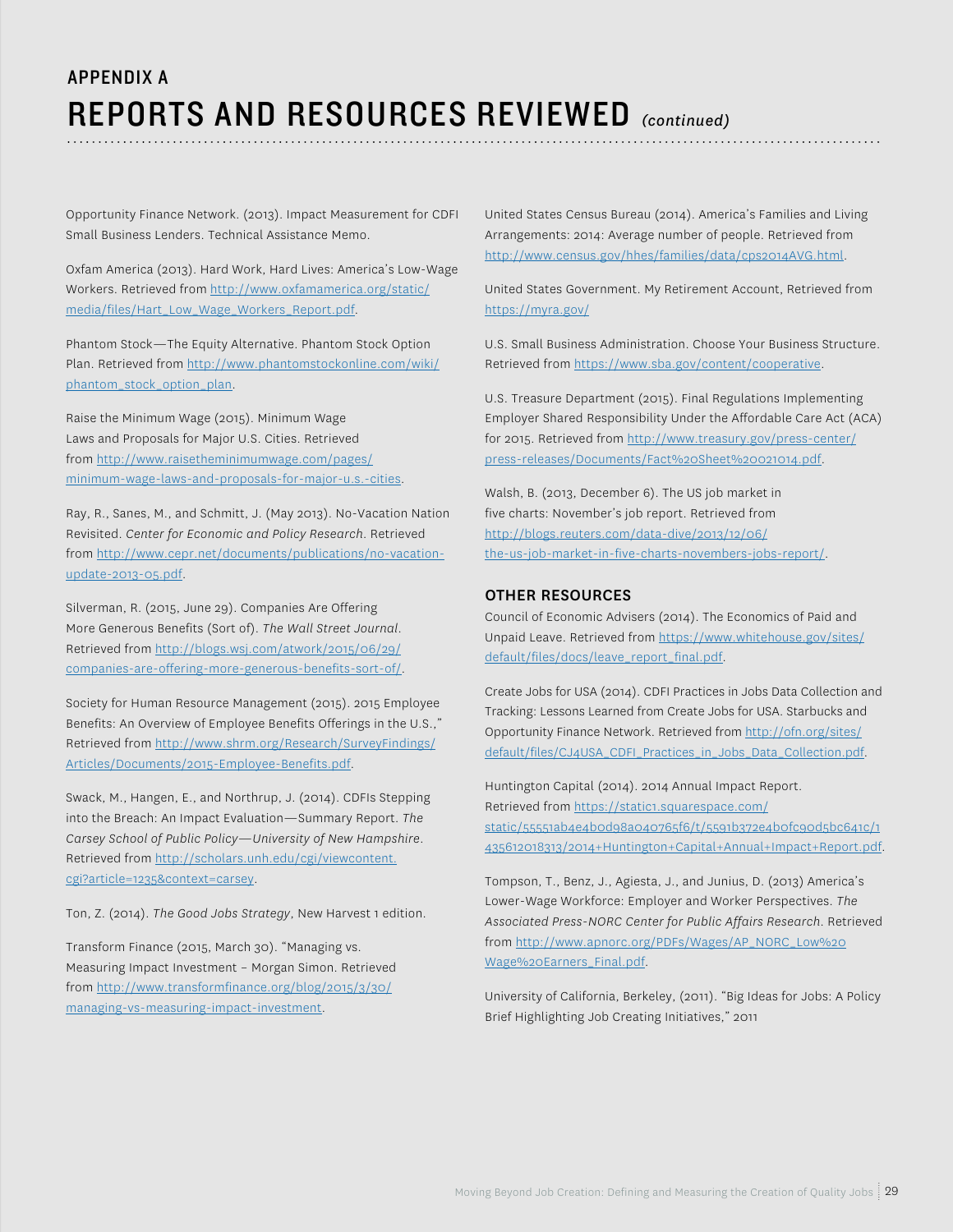## APPENDIX A

# REPORTS AND RESOURCES REVIEWED *(continued)*

Opportunity Finance Network. (2013). Impact Measurement for CDFI Small Business Lenders. Technical Assistance Memo.

Oxfam America (2013). Hard Work, Hard Lives: America's Low-Wage Workers. Retrieved from http://www.oxfamamerica.org/static/media/files/Hart_Low_Wage_Workers_Report.pdf.

Phantom Stock—The Equity Alternative. Phantom Stock Option Plan. Retrieved from http://www.phantomstockonline.com/wiki/phantom_stock_option_plan.

Raise the Minimum Wage (2015). Minimum Wage Laws and Proposals for Major U.S. Cities. Retrieved from http://www.raisetheminimumwage.com/pages/minimum-wage-laws-and-proposals-for-major-u.s.-cities.

Ray, R., Sanes, M., and Schmitt, J. (May 2013). No-Vacation Nation Revisited. *Center for Economic and Policy Research*. Retrieved from http://www.cepr.net/documents/publications/no-vacation-update-2013-05.pdf.

Silverman, R. (2015, June 29). Companies Are Offering More Generous Benefits (Sort of). *The Wall Street Journal*. Retrieved from http://blogs.wsj.com/atwork/2015/06/29/companies-are-offering-more-generous-benefits-sort-of/.

Society for Human Resource Management (2015). 2015 Employee Benefits: An Overview of Employee Benefits Offerings in the U.S.," Retrieved from http://www.shrm.org/Research/SurveyFindings/Articles/Documents/2015-Employee-Benefits.pdf.

Swack, M., Hangen, E., and Northrup, J. (2014). CDFIs Stepping into the Breach: An Impact Evaluation—Summary Report. *The Carsey School of Public Policy—University of New Hampshire*. Retrieved from http://scholars.unh.edu/cgi/viewcontent.cgi?article=1235&context=carsey.

Ton, Z. (2014). *The Good Jobs Strategy*, New Harvest 1 edition.

Transform Finance (2015, March 30). "Managing vs. Measuring Impact Investment – Morgan Simon. Retrieved from http://www.transformfinance.org/blog/2015/3/30/managing-vs-measuring-impact-investment.

United States Census Bureau (2014). America's Families and Living Arrangements: 2014: Average number of people. Retrieved from http://www.census.gov/hhes/families/data/cps2014AVG.html.

United States Government. My Retirement Account, Retrieved from https://myra.gov/

U.S. Small Business Administration. Choose Your Business Structure. Retrieved from https://www.sba.gov/content/cooperative.

U.S. Treasure Department (2015). Final Regulations Implementing Employer Shared Responsibility Under the Affordable Care Act (ACA) for 2015. Retrieved from http://www.treasury.gov/press-center/press-releases/Documents/Fact%20Sheet%20021014.pdf.

Walsh, B. (2013, December 6). The US job market in five charts: November's job report. Retrieved from http://blogs.reuters.com/data-dive/2013/12/06/the-us-job-market-in-five-charts-novembers-jobs-report/.

### OTHER RESOURCES

Council of Economic Advisers (2014). The Economics of Paid and Unpaid Leave. Retrieved from https://www.whitehouse.gov/sites/default/files/docs/leave_report_final.pdf.

Create Jobs for USA (2014). CDFI Practices in Jobs Data Collection and Tracking: Lessons Learned from Create Jobs for USA. Starbucks and Opportunity Finance Network. Retrieved from http://ofn.org/sites/default/files/CJ4USA_CDFI_Practices_in_Jobs_Data_Collection.pdf.

Huntington Capital (2014). 2014 Annual Impact Report. Retrieved from https://static1.squarespace.com/static/55551ab4e4b0d98a040765f6/t/5591b372e4b0fc90d5bc641c/1435612018313/2014+Huntington+Capital+Annual+Impact+Report.pdf.

Tompson, T., Benz, J., Agiesta, J., and Junius, D. (2013) America's Lower-Wage Workforce: Employer and Worker Perspectives. *The Associated Press-NORC Center for Public Affairs Research*. Retrieved from http://www.apnorc.org/PDFs/Wages/AP_NORC_Low%20Wage%20Earners_Final.pdf.

University of California, Berkeley, (2011). "Big Ideas for Jobs: A Policy Brief Highlighting Job Creating Initiatives," 2011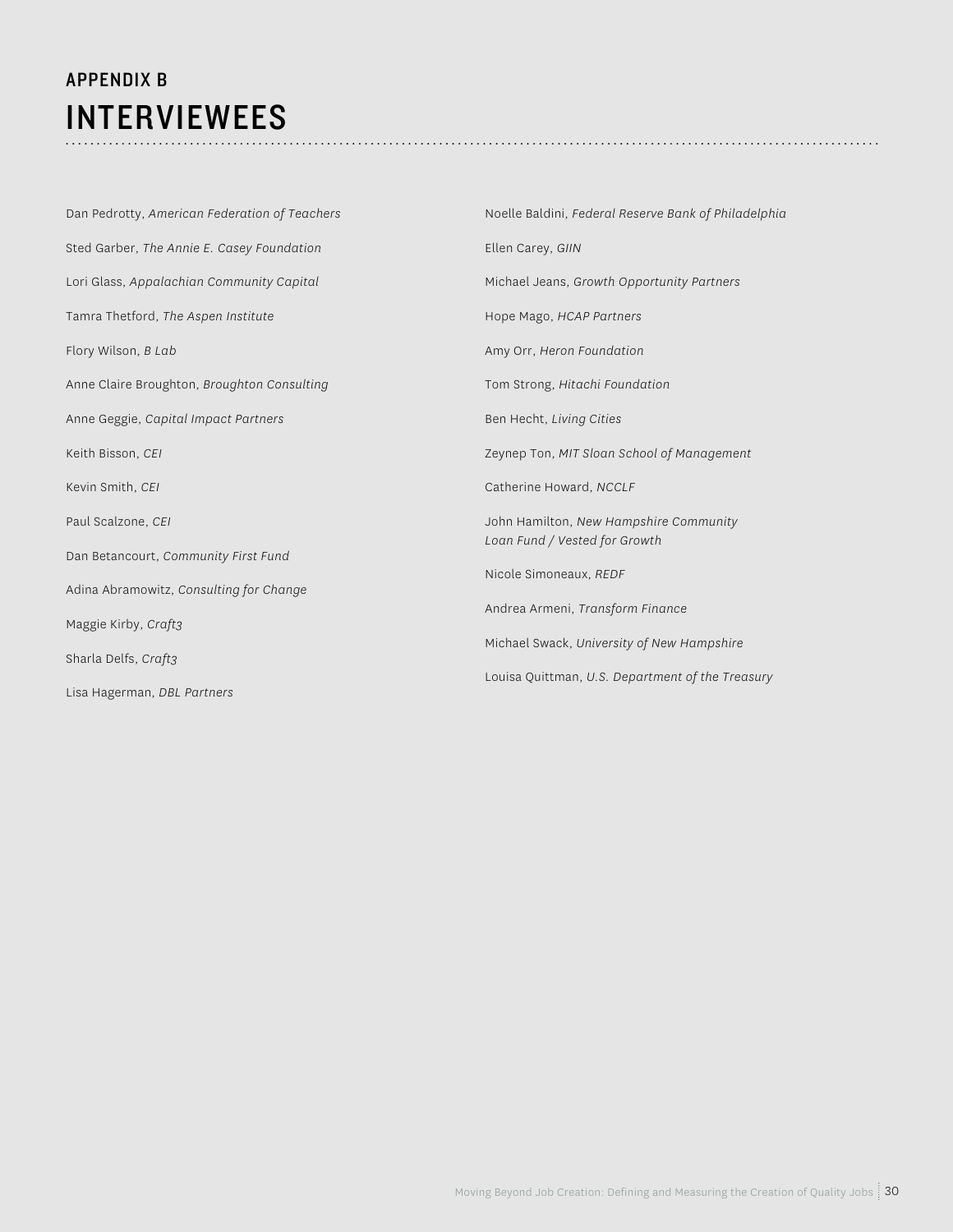## APPENDIX B

# INTERVIEWEES

Dan Pedrotty, *American Federation of Teachers*

Sted Garber, *The Annie E. Casey Foundation*

Lori Glass, *Appalachian Community Capital*

Tamra Thetford, *The Aspen Institute*

Flory Wilson, *B Lab*

Anne Claire Broughton, *Broughton Consulting*

Anne Geggie, *Capital Impact Partners*

Keith Bisson, *CEI*

Kevin Smith, *CEI*

Paul Scalzone, *CEI*

Dan Betancourt, *Community First Fund*

Adina Abramowitz, *Consulting for Change*

Maggie Kirby, *Craft3*

Sharla Delfs, *Craft3*

Lisa Hagerman, *DBL Partners*

Noelle Baldini, *Federal Reserve Bank of Philadelphia*

Ellen Carey, *GIIN*

Michael Jeans, *Growth Opportunity Partners*

Hope Mago, *HCAP Partners*

Amy Orr, *Heron Foundation*

Tom Strong, *Hitachi Foundation*

Ben Hecht, *Living Cities*

Zeynep Ton, *MIT Sloan School of Management*

Catherine Howard, *NCCLF*

John Hamilton, *New Hampshire Community Loan Fund / Vested for Growth*

Nicole Simoneaux, *REDF*

Andrea Armeni, *Transform Finance*

Michael Swack, *University of New Hampshire*

Louisa Quittman, *U.S. Department of the Treasury*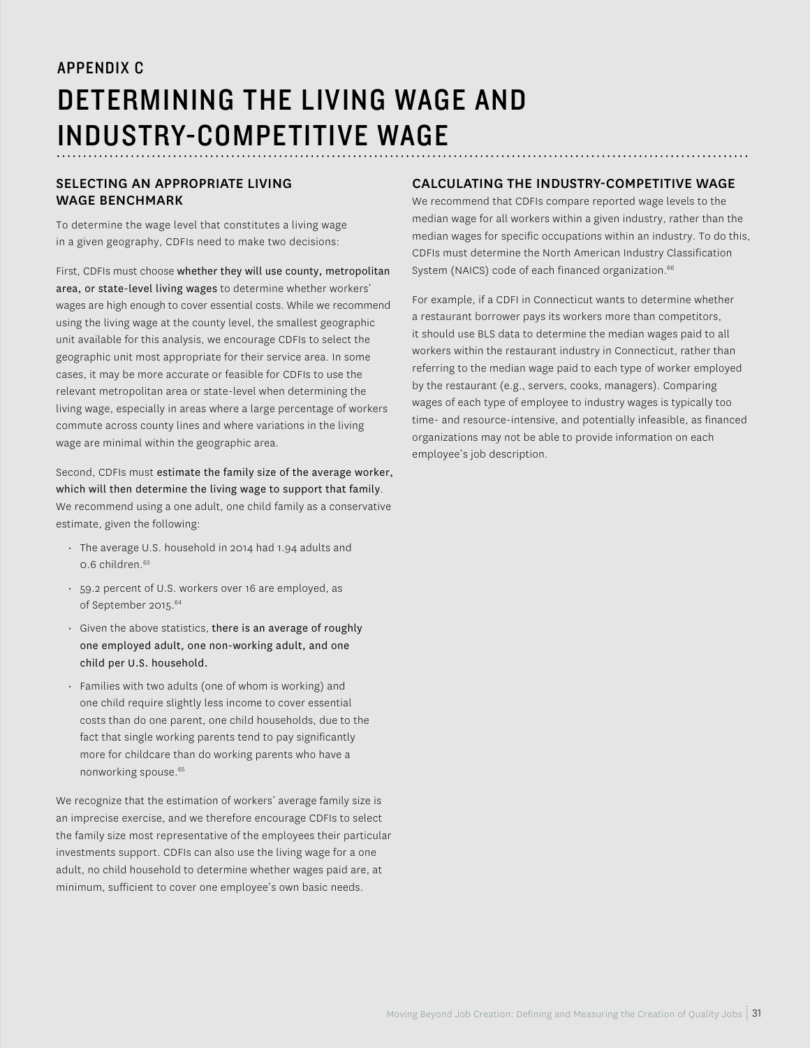## APPENDIX C

# DETERMINING THE LIVING WAGE AND INDUSTRY-COMPETITIVE WAGE

### SELECTING AN APPROPRIATE LIVING WAGE BENCHMARK

To determine the wage level that constitutes a living wage in a given geography, CDFIs need to make two decisions:

First, CDFIs must choose **whether they will use county, metropolitan area, or state-level living wages** to determine whether workers' wages are high enough to cover essential costs. While we recommend using the living wage at the county level, the smallest geographic unit available for this analysis, we encourage CDFIs to select the geographic unit most appropriate for their service area. In some cases, it may be more accurate or feasible for CDFIs to use the relevant metropolitan area or state-level when determining the living wage, especially in areas where a large percentage of workers commute across county lines and where variations in the living wage are minimal within the geographic area.

Second, CDFIs must **estimate the family size of the average worker, which will then determine the living wage to support that family**. We recommend using a one adult, one child family as a conservative estimate, given the following:

- The average U.S. household in 2014 had 1.94 adults and 0.6 children.[63]
- 59.2 percent of U.S. workers over 16 are employed, as of September 2015.[64]
- Given the above statistics, **there is an average of roughly one employed adult, one non-working adult, and one child per U.S. household.**
- Families with two adults (one of whom is working) and one child require slightly less income to cover essential costs than do one parent, one child households, due to the fact that single working parents tend to pay significantly more for childcare than do working parents who have a nonworking spouse.[65]

We recognize that the estimation of workers' average family size is an imprecise exercise, and we therefore encourage CDFIs to select the family size most representative of the employees their particular investments support. CDFIs can also use the living wage for a one adult, no child household to determine whether wages paid are, at minimum, sufficient to cover one employee's own basic needs.

### CALCULATING THE INDUSTRY-COMPETITIVE WAGE

We recommend that CDFIs compare reported wage levels to the median wage for all workers within a given industry, rather than the median wages for specific occupations within an industry. To do this, CDFIs must determine the North American Industry Classification System (NAICS) code of each financed organization.[66]

For example, if a CDFI in Connecticut wants to determine whether a restaurant borrower pays its workers more than competitors, it should use BLS data to determine the median wages paid to all workers within the restaurant industry in Connecticut, rather than referring to the median wage paid to each type of worker employed by the restaurant (e.g., servers, cooks, managers). Comparing wages of each type of employee to industry wages is typically too time- and resource-intensive, and potentially infeasible, as financed organizations may not be able to provide information on each employee's job description.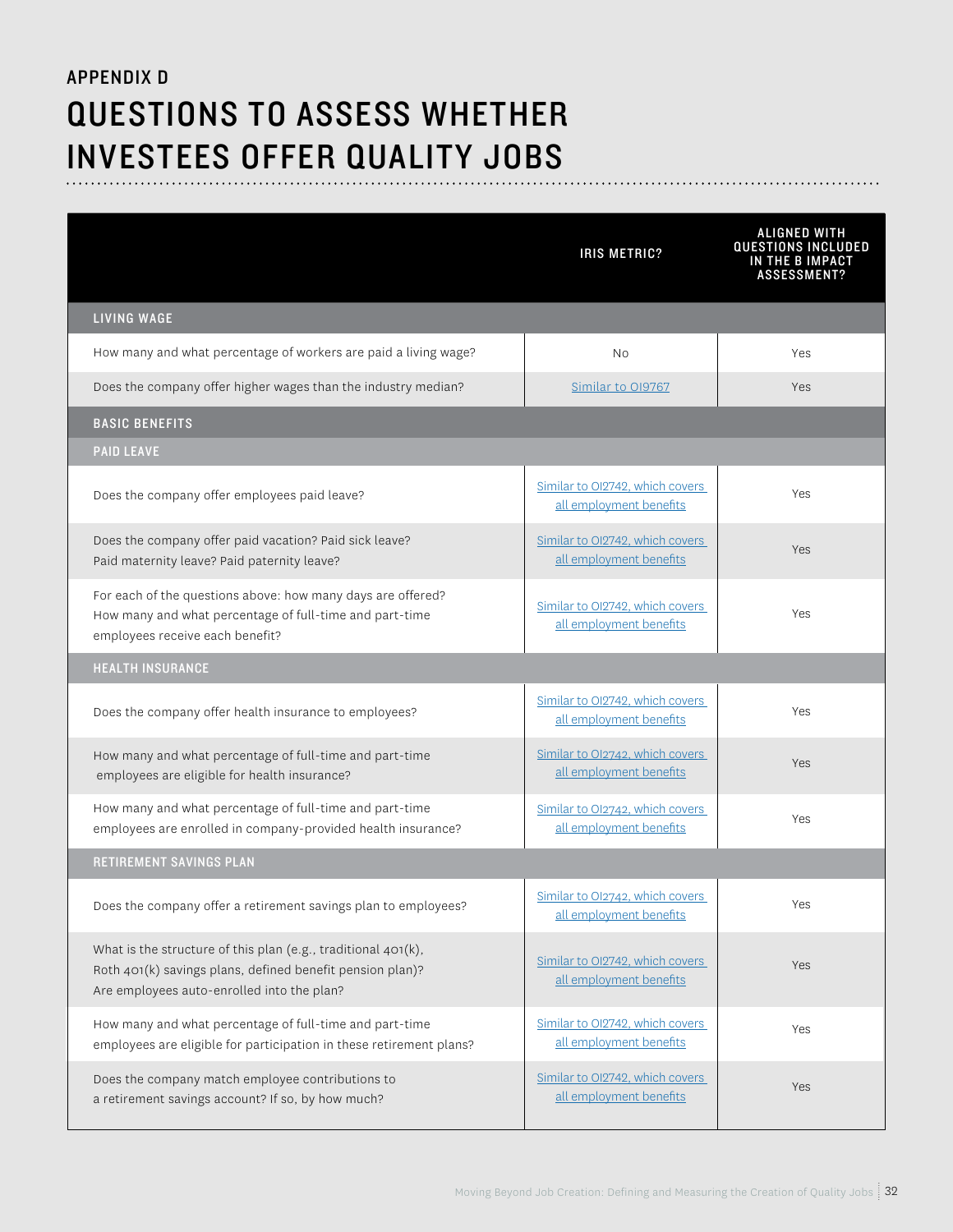## APPENDIX D

# QUESTIONS TO ASSESS WHETHER INVESTEES OFFER QUALITY JOBS

| | IRIS METRIC? | ALIGNED WITH QUESTIONS INCLUDED IN THE B IMPACT ASSESSMENT? |
|---|---|---|
| **LIVING WAGE** | | |
| How many and what percentage of workers are paid a living wage? | No | Yes |
| Does the company offer higher wages than the industry median? | Similar to OI9767 | Yes |
| **BASIC BENEFITS** | | |
| **PAID LEAVE** | | |
| Does the company offer employees paid leave? | Similar to OI2742, which covers all employment benefits | Yes |
| Does the company offer paid vacation? Paid sick leave? Paid maternity leave? Paid paternity leave? | Similar to OI2742, which covers all employment benefits | Yes |
| For each of the questions above: how many days are offered? How many and what percentage of full-time and part-time employees receive each benefit? | Similar to OI2742, which covers all employment benefits | Yes |
| **HEALTH INSURANCE** | | |
| Does the company offer health insurance to employees? | Similar to OI2742, which covers all employment benefits | Yes |
| How many and what percentage of full-time and part-time employees are eligible for health insurance? | Similar to OI2742, which covers all employment benefits | Yes |
| How many and what percentage of full-time and part-time employees are enrolled in company-provided health insurance? | Similar to OI2742, which covers all employment benefits | Yes |
| **RETIREMENT SAVINGS PLAN** | | |
| Does the company offer a retirement savings plan to employees? | Similar to OI2742, which covers all employment benefits | Yes |
| What is the structure of this plan (e.g., traditional 401(k), Roth 401(k) savings plans, defined benefit pension plan)? Are employees auto-enrolled into the plan? | Similar to OI2742, which covers all employment benefits | Yes |
| How many and what percentage of full-time and part-time employees are eligible for participation in these retirement plans? | Similar to OI2742, which covers all employment benefits | Yes |
| Does the company match employee contributions to a retirement savings account? If so, by how much? | Similar to OI2742, which covers all employment benefits | Yes |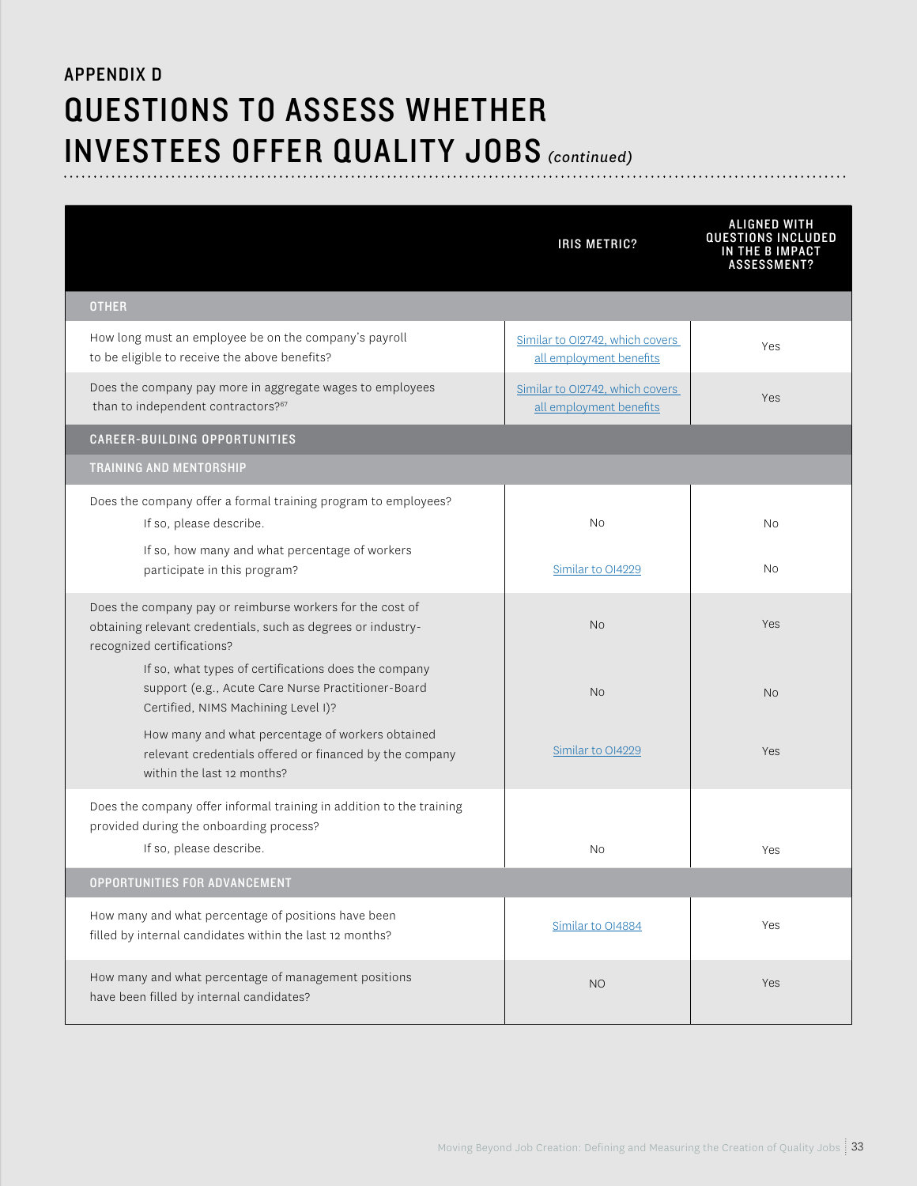## APPENDIX D

# QUESTIONS TO ASSESS WHETHER INVESTEES OFFER QUALITY JOBS *(continued)*

| | IRIS METRIC? | ALIGNED WITH QUESTIONS INCLUDED IN THE B IMPACT ASSESSMENT? |
|---|---|---|
| **OTHER** | | |
| How long must an employee be on the company's payroll to be eligible to receive the above benefits? | Similar to OI2742, which covers all employment benefits | Yes |
| Does the company pay more in aggregate wages to employees than to independent contractors?[67] | Similar to OI2742, which covers all employment benefits | Yes |
| **CAREER-BUILDING OPPORTUNITIES** | | |
| **TRAINING AND MENTORSHIP** | | |
| Does the company offer a formal training program to employees? If so, please describe. | No | No |
| If so, how many and what percentage of workers participate in this program? | Similar to OI4229 | No |
| Does the company pay or reimburse workers for the cost of obtaining relevant credentials, such as degrees or industry-recognized certifications? | No | Yes |
| If so, what types of certifications does the company support (e.g., Acute Care Nurse Practitioner-Board Certified, NIMS Machining Level I)? | No | No |
| How many and what percentage of workers obtained relevant credentials offered or financed by the company within the last 12 months? | Similar to OI4229 | Yes |
| Does the company offer informal training in addition to the training provided during the onboarding process? If so, please describe. | No | Yes |
| **OPPORTUNITIES FOR ADVANCEMENT** | | |
| How many and what percentage of positions have been filled by internal candidates within the last 12 months? | Similar to OI4884 | Yes |
| How many and what percentage of management positions have been filled by internal candidates? | NO | Yes |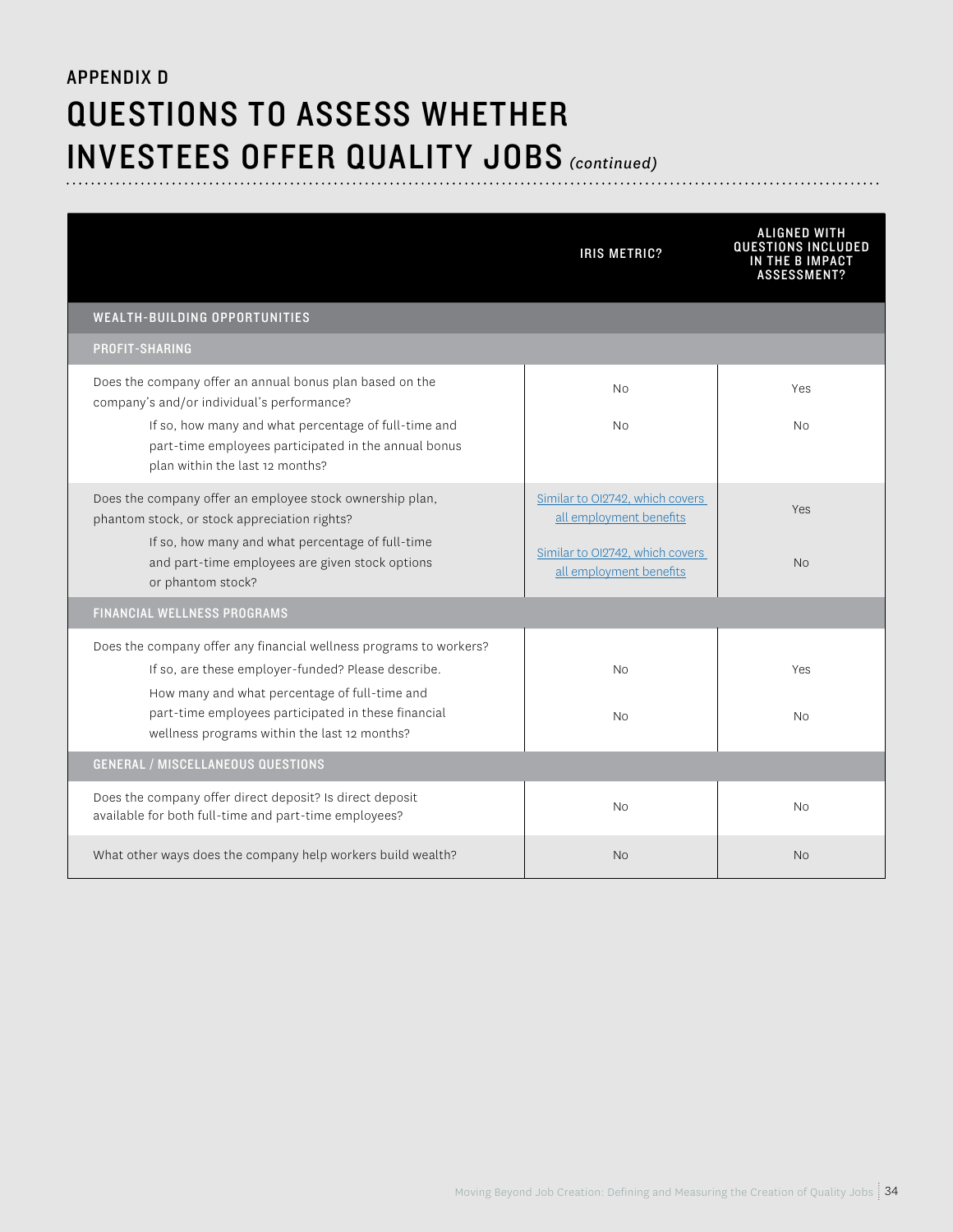APPENDIX D

# QUESTIONS TO ASSESS WHETHER INVESTEES OFFER QUALITY JOBS *(continued)*

| | IRIS METRIC? | ALIGNED WITH QUESTIONS INCLUDED IN THE B IMPACT ASSESSMENT? |
|---|---|---|
| **WEALTH-BUILDING OPPORTUNITIES** | | |
| **PROFIT-SHARING** | | |
| Does the company offer an annual bonus plan based on the company's and/or individual's performance? | No | Yes |
| If so, how many and what percentage of full-time and part-time employees participated in the annual bonus plan within the last 12 months? | No | No |
| Does the company offer an employee stock ownership plan, phantom stock, or stock appreciation rights? | Similar to OI2742, which covers all employment benefits | Yes |
| If so, how many and what percentage of full-time and part-time employees are given stock options or phantom stock? | Similar to OI2742, which covers all employment benefits | No |
| **FINANCIAL WELLNESS PROGRAMS** | | |
| Does the company offer any financial wellness programs to workers? If so, are these employer-funded? Please describe. | No | Yes |
| How many and what percentage of full-time and part-time employees participated in these financial wellness programs within the last 12 months? | No | No |
| **GENERAL / MISCELLANEOUS QUESTIONS** | | |
| Does the company offer direct deposit? Is direct deposit available for both full-time and part-time employees? | No | No |
| What other ways does the company help workers build wealth? | No | No |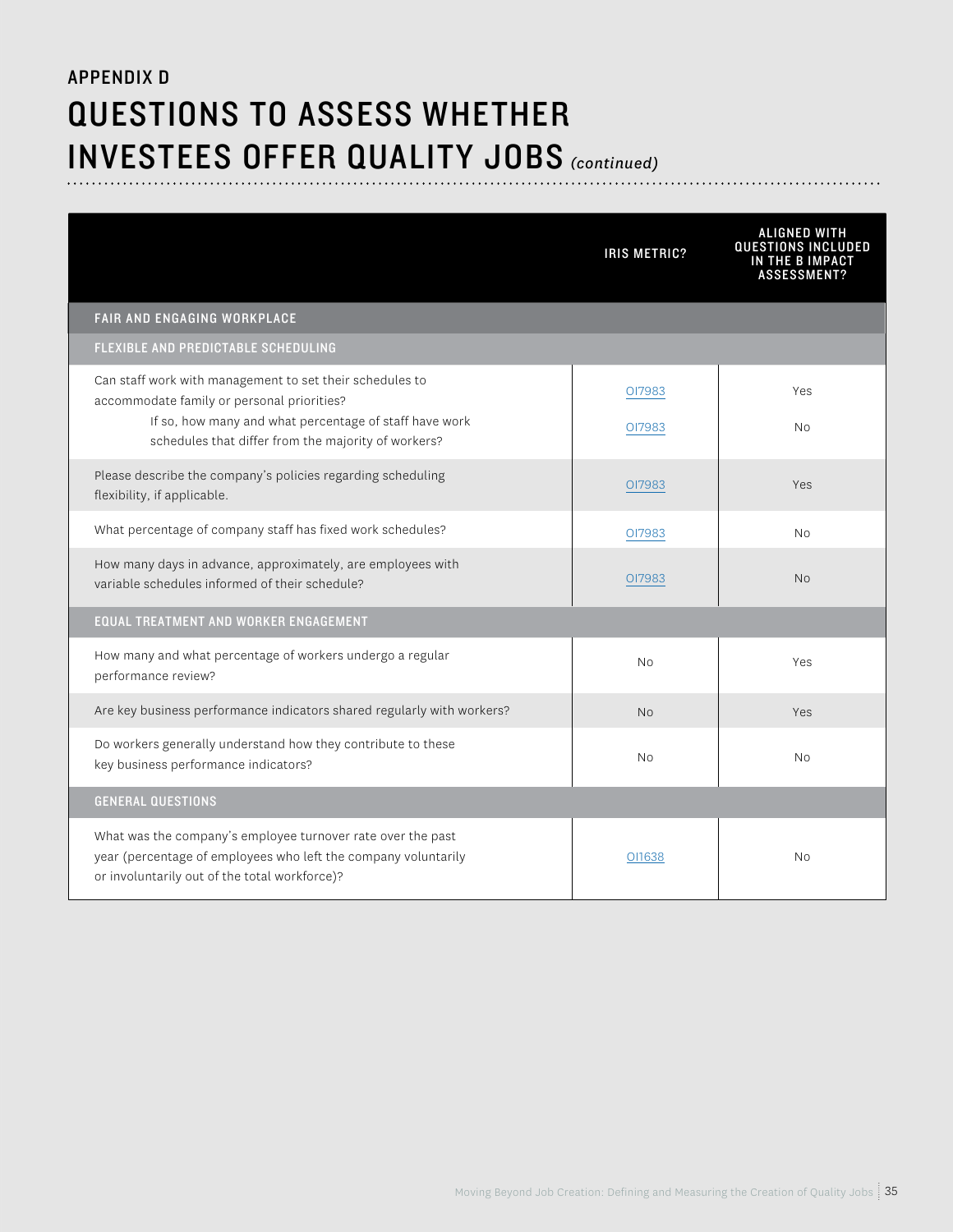## APPENDIX D

# QUESTIONS TO ASSESS WHETHER INVESTEES OFFER QUALITY JOBS *(continued)*

| | IRIS METRIC? | ALIGNED WITH QUESTIONS INCLUDED IN THE B IMPACT ASSESSMENT? |
|---|---|---|
| **FAIR AND ENGAGING WORKPLACE** | | |
| **FLEXIBLE AND PREDICTABLE SCHEDULING** | | |
| Can staff work with management to set their schedules to accommodate family or personal priorities? | OI7983 | Yes |
| If so, how many and what percentage of staff have work schedules that differ from the majority of workers? | OI7983 | No |
| Please describe the company's policies regarding scheduling flexibility, if applicable. | OI7983 | Yes |
| What percentage of company staff has fixed work schedules? | OI7983 | No |
| How many days in advance, approximately, are employees with variable schedules informed of their schedule? | OI7983 | No |
| **EQUAL TREATMENT AND WORKER ENGAGEMENT** | | |
| How many and what percentage of workers undergo a regular performance review? | No | Yes |
| Are key business performance indicators shared regularly with workers? | No | Yes |
| Do workers generally understand how they contribute to these key business performance indicators? | No | No |
| **GENERAL QUESTIONS** | | |
| What was the company's employee turnover rate over the past year (percentage of employees who left the company voluntarily or involuntarily out of the total workforce)? | OI1638 | No |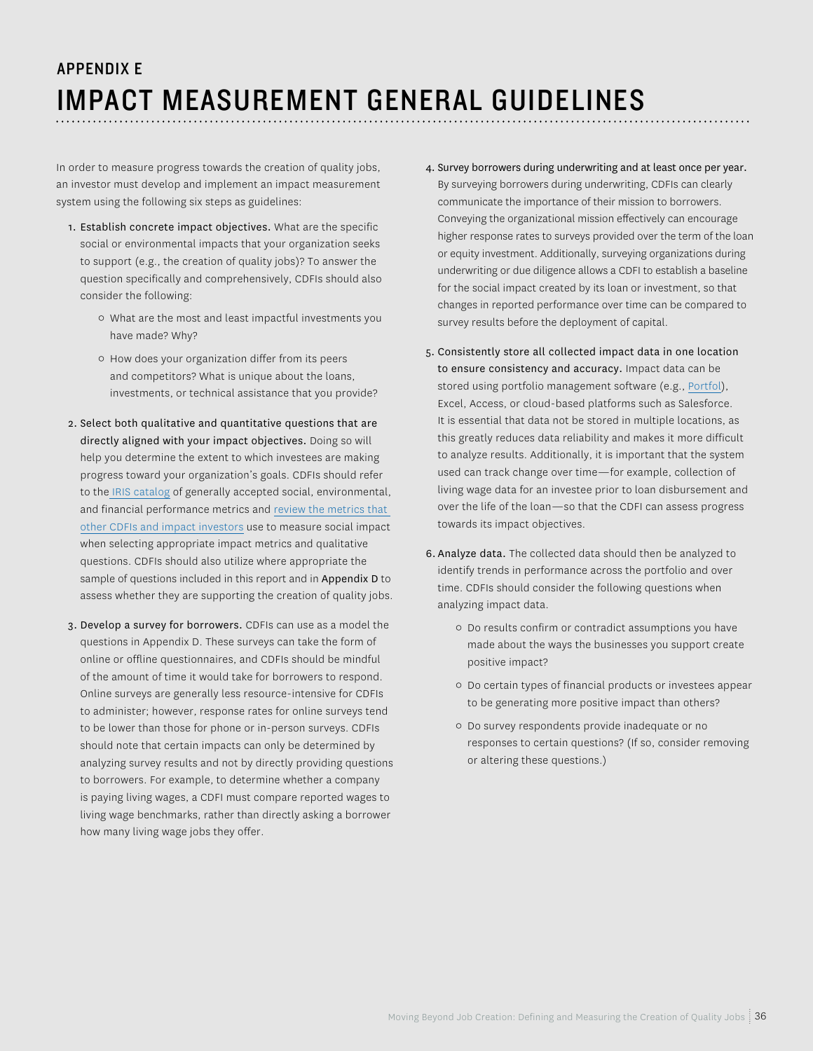## APPENDIX E

# IMPACT MEASUREMENT GENERAL GUIDELINES

In order to measure progress towards the creation of quality jobs, an investor must develop and implement an impact measurement system using the following six steps as guidelines:

1. **Establish concrete impact objectives.** What are the specific social or environmental impacts that your organization seeks to support (e.g., the creation of quality jobs)? To answer the question specifically and comprehensively, CDFIs should also consider the following:
   - What are the most and least impactful investments you have made? Why?
   - How does your organization differ from its peers and competitors? What is unique about the loans, investments, or technical assistance that you provide?

2. **Select both qualitative and quantitative questions that are directly aligned with your impact objectives.** Doing so will help you determine the extent to which investees are making progress toward your organization's goals. CDFIs should refer to the IRIS catalog of generally accepted social, environmental, and financial performance metrics and review the metrics that other CDFIs and impact investors use to measure social impact when selecting appropriate impact metrics and qualitative questions. CDFIs should also utilize where appropriate the sample of questions included in this report and in **Appendix D** to assess whether they are supporting the creation of quality jobs.

3. **Develop a survey for borrowers.** CDFIs can use as a model the questions in Appendix D. These surveys can take the form of online or offline questionnaires, and CDFIs should be mindful of the amount of time it would take for borrowers to respond. Online surveys are generally less resource-intensive for CDFIs to administer; however, response rates for online surveys tend to be lower than those for phone or in-person surveys. CDFIs should note that certain impacts can only be determined by analyzing survey results and not by directly providing questions to borrowers. For example, to determine whether a company is paying living wages, a CDFI must compare reported wages to living wage benchmarks, rather than directly asking a borrower how many living wage jobs they offer.

4. **Survey borrowers during underwriting and at least once per year.** By surveying borrowers during underwriting, CDFIs can clearly communicate the importance of their mission to borrowers. Conveying the organizational mission effectively can encourage higher response rates to surveys provided over the term of the loan or equity investment. Additionally, surveying organizations during underwriting or due diligence allows a CDFI to establish a baseline for the social impact created by its loan or investment, so that changes in reported performance over time can be compared to survey results before the deployment of capital.

5. **Consistently store all collected impact data in one location to ensure consistency and accuracy.** Impact data can be stored using portfolio management software (e.g., Portfol), Excel, Access, or cloud-based platforms such as Salesforce. It is essential that data not be stored in multiple locations, as this greatly reduces data reliability and makes it more difficult to analyze results. Additionally, it is important that the system used can track change over time—for example, collection of living wage data for an investee prior to loan disbursement and over the life of the loan—so that the CDFI can assess progress towards its impact objectives.

6. **Analyze data.** The collected data should then be analyzed to identify trends in performance across the portfolio and over time. CDFIs should consider the following questions when analyzing impact data.
   - Do results confirm or contradict assumptions you have made about the ways the businesses you support create positive impact?
   - Do certain types of financial products or investees appear to be generating more positive impact than others?
   - Do survey respondents provide inadequate or no responses to certain questions? (If so, consider removing or altering these questions.)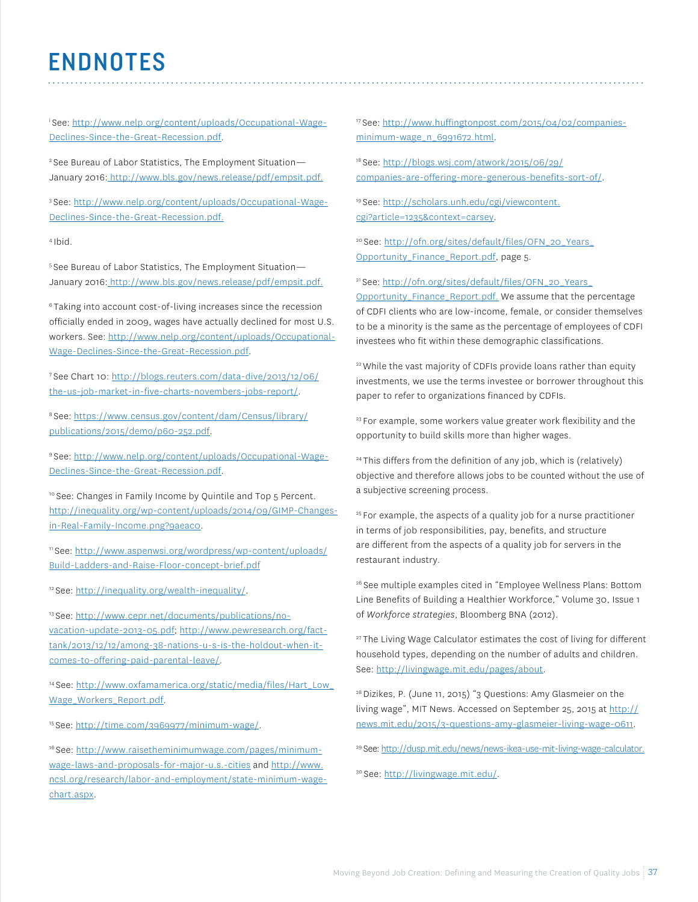# ENDNOTES

[1] See: http://www.nelp.org/content/uploads/Occupational-Wage-Declines-Since-the-Great-Recession.pdf.

[2] See Bureau of Labor Statistics, The Employment Situation—January 2016: http://www.bls.gov/news.release/pdf/empsit.pdf.

[3] See: http://www.nelp.org/content/uploads/Occupational-Wage-Declines-Since-the-Great-Recession.pdf.

[4] Ibid.

[5] See Bureau of Labor Statistics, The Employment Situation—January 2016: http://www.bls.gov/news.release/pdf/empsit.pdf.

[6] Taking into account cost-of-living increases since the recession officially ended in 2009, wages have actually declined for most U.S. workers. See: http://www.nelp.org/content/uploads/Occupational-Wage-Declines-Since-the-Great-Recession.pdf.

[7] See Chart 10: http://blogs.reuters.com/data-dive/2013/12/06/the-us-job-market-in-five-charts-novembers-jobs-report/.

[8] See: https://www.census.gov/content/dam/Census/library/publications/2015/demo/p60-252.pdf.

[9] See: http://www.nelp.org/content/uploads/Occupational-Wage-Declines-Since-the-Great-Recession.pdf.

[10] See: Changes in Family Income by Quintile and Top 5 Percent. http://inequality.org/wp-content/uploads/2014/09/GIMP-Changes-in-Real-Family-Income.png?9aeaco.

[11] See: http://www.aspenwsi.org/wordpress/wp-content/uploads/Build-Ladders-and-Raise-Floor-concept-brief.pdf

[12] See: http://inequality.org/wealth-inequality/.

[13] See: http://www.cepr.net/documents/publications/no-vacation-update-2013-05.pdf; http://www.pewresearch.org/fact-tank/2013/12/12/among-38-nations-u-s-is-the-holdout-when-it-comes-to-offering-paid-parental-leave/.

[14] See: http://www.oxfamamerica.org/static/media/files/Hart_Low_Wage_Workers_Report.pdf.

[15] See: http://time.com/3969977/minimum-wage/.

[16] See: http://www.raisetheminimumwage.com/pages/minimum-wage-laws-and-proposals-for-major-u.s.-cities and http://www.ncsl.org/research/labor-and-employment/state-minimum-wage-chart.aspx.

[17] See: http://www.huffingtonpost.com/2015/04/02/companies-minimum-wage_n_6991672.html.

[18] See: http://blogs.wsj.com/atwork/2015/06/29/companies-are-offering-more-generous-benefits-sort-of/.

[19] See: http://scholars.unh.edu/cgi/viewcontent.cgi?article=1235&context=carsey.

[20] See: http://ofn.org/sites/default/files/OFN_20_Years_Opportunity_Finance_Report.pdf, page 5.

[21] See: http://ofn.org/sites/default/files/OFN_20_Years_Opportunity_Finance_Report.pdf. We assume that the percentage of CDFI clients who are low-income, female, or consider themselves to be a minority is the same as the percentage of employees of CDFI investees who fit within these demographic classifications.

[22] While the vast majority of CDFIs provide loans rather than equity investments, we use the terms investee or borrower throughout this paper to refer to organizations financed by CDFIs.

[23] For example, some workers value greater work flexibility and the opportunity to build skills more than higher wages.

[24] This differs from the definition of any job, which is (relatively) objective and therefore allows jobs to be counted without the use of a subjective screening process.

[25] For example, the aspects of a quality job for a nurse practitioner in terms of job responsibilities, pay, benefits, and structure are different from the aspects of a quality job for servers in the restaurant industry.

[26] See multiple examples cited in "Employee Wellness Plans: Bottom Line Benefits of Building a Healthier Workforce," Volume 30, Issue 1 of *Workforce strategies*, Bloomberg BNA (2012).

[27] The Living Wage Calculator estimates the cost of living for different household types, depending on the number of adults and children. See: http://livingwage.mit.edu/pages/about.

[28] Dizikes, P. (June 11, 2015) "3 Questions: Amy Glasmeier on the living wage", MIT News. Accessed on September 25, 2015 at http://news.mit.edu/2015/3-questions-amy-glasmeier-living-wage-0611.

[29] See: http://dusp.mit.edu/news/news-ikea-use-mit-living-wage-calculator.

[30] See: http://livingwage.mit.edu/.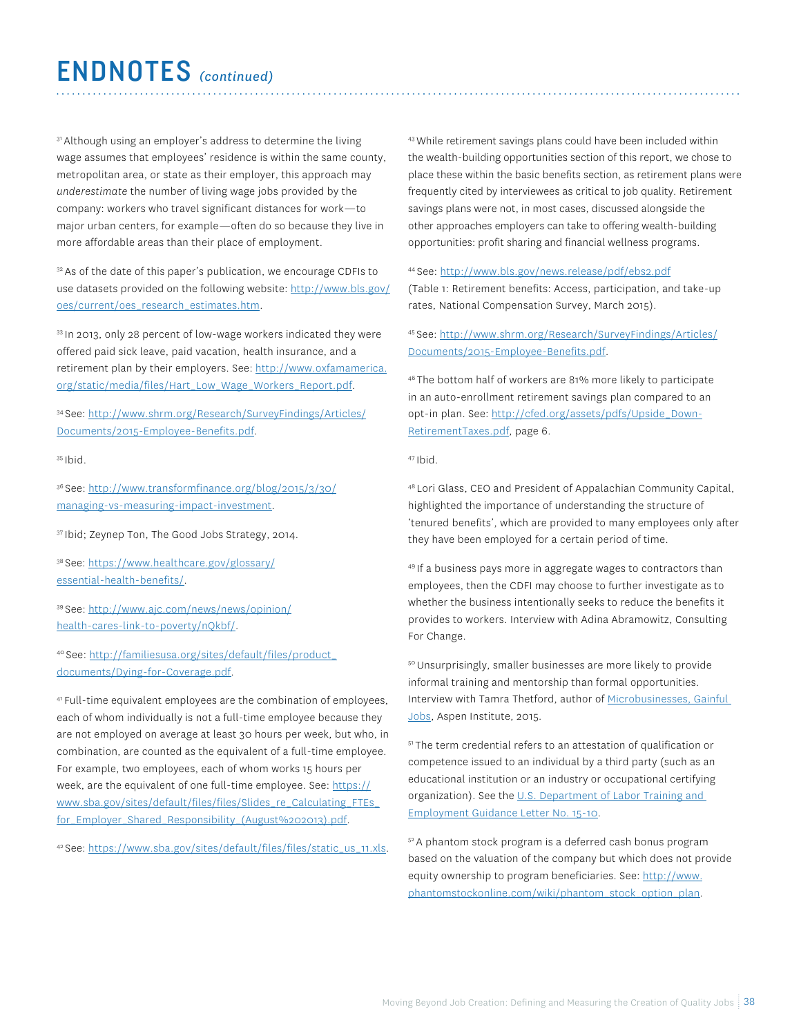# ENDNOTES *(continued)*

[31] Although using an employer's address to determine the living wage assumes that employees' residence is within the same county, metropolitan area, or state as their employer, this approach may *underestimate* the number of living wage jobs provided by the company: workers who travel significant distances for work—to major urban centers, for example—often do so because they live in more affordable areas than their place of employment.

[32] As of the date of this paper's publication, we encourage CDFIs to use datasets provided on the following website: http://www.bls.gov/oes/current/oes_research_estimates.htm.

[33] In 2013, only 28 percent of low-wage workers indicated they were offered paid sick leave, paid vacation, health insurance, and a retirement plan by their employers. See: http://www.oxfamamerica.org/static/media/files/Hart_Low_Wage_Workers_Report.pdf.

[34] See: http://www.shrm.org/Research/SurveyFindings/Articles/Documents/2015-Employee-Benefits.pdf.

[35] Ibid.

[36] See: http://www.transformfinance.org/blog/2015/3/30/managing-vs-measuring-impact-investment.

[37] Ibid; Zeynep Ton, The Good Jobs Strategy, 2014.

[38] See: https://www.healthcare.gov/glossary/essential-health-benefits/.

[39] See: http://www.ajc.com/news/news/opinion/health-cares-link-to-poverty/nQkbf/.

[40] See: http://familiesusa.org/sites/default/files/product_documents/Dying-for-Coverage.pdf.

[41] Full-time equivalent employees are the combination of employees, each of whom individually is not a full-time employee because they are not employed on average at least 30 hours per week, but who, in combination, are counted as the equivalent of a full-time employee. For example, two employees, each of whom works 15 hours per week, are the equivalent of one full-time employee. See: https://www.sba.gov/sites/default/files/files/Slides_re_Calculating_FTEs_for_Employer_Shared_Responsibility_(August%202013).pdf.

[42] See: https://www.sba.gov/sites/default/files/files/static_us_11.xls.

[43] While retirement savings plans could have been included within the wealth-building opportunities section of this report, we chose to place these within the basic benefits section, as retirement plans were frequently cited by interviewees as critical to job quality. Retirement savings plans were not, in most cases, discussed alongside the other approaches employers can take to offering wealth-building opportunities: profit sharing and financial wellness programs.

[44] See: http://www.bls.gov/news.release/pdf/ebs2.pdf (Table 1: Retirement benefits: Access, participation, and take-up rates, National Compensation Survey, March 2015).

[45] See: http://www.shrm.org/Research/SurveyFindings/Articles/Documents/2015-Employee-Benefits.pdf.

[46] The bottom half of workers are 81% more likely to participate in an auto-enrollment retirement savings plan compared to an opt-in plan. See: http://cfed.org/assets/pdfs/Upside_Down-RetirementTaxes.pdf, page 6.

[47] Ibid.

[48] Lori Glass, CEO and President of Appalachian Community Capital, highlighted the importance of understanding the structure of 'tenured benefits', which are provided to many employees only after they have been employed for a certain period of time.

[49] If a business pays more in aggregate wages to contractors than employees, then the CDFI may choose to further investigate as to whether the business intentionally seeks to reduce the benefits it provides to workers. Interview with Adina Abramowitz, Consulting For Change.

[50] Unsurprisingly, smaller businesses are more likely to provide informal training and mentorship than formal opportunities. Interview with Tamra Thetford, author of Microbusinesses, Gainful Jobs, Aspen Institute, 2015.

[51] The term credential refers to an attestation of qualification or competence issued to an individual by a third party (such as an educational institution or an industry or occupational certifying organization). See the U.S. Department of Labor Training and Employment Guidance Letter No. 15-10.

[52] A phantom stock program is a deferred cash bonus program based on the valuation of the company but which does not provide equity ownership to program beneficiaries. See: http://www.phantomstockonline.com/wiki/phantom_stock_option_plan.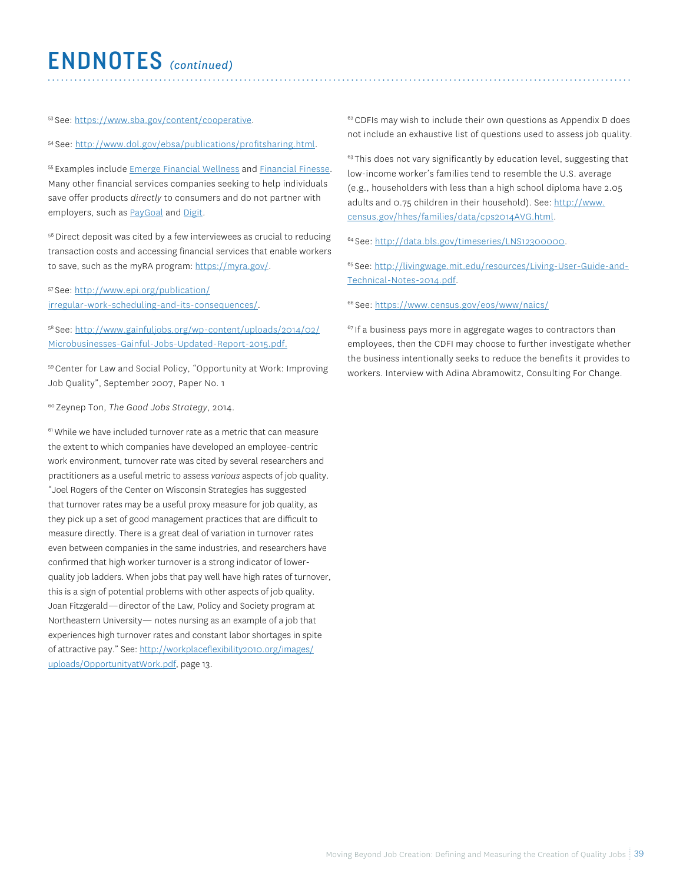# ENDNOTES *(continued)*

[53] See: https://www.sba.gov/content/cooperative.

[54] See: http://www.dol.gov/ebsa/publications/profitsharing.html.

[55] Examples include Emerge Financial Wellness and Financial Finesse. Many other financial services companies seeking to help individuals save offer products *directly* to consumers and do not partner with employers, such as PayGoal and Digit.

[56] Direct deposit was cited by a few interviewees as crucial to reducing transaction costs and accessing financial services that enable workers to save, such as the myRA program: https://myra.gov/.

[57] See: http://www.epi.org/publication/irregular-work-scheduling-and-its-consequences/.

[58] See: http://www.gainfuljobs.org/wp-content/uploads/2014/02/Microbusinesses-Gainful-Jobs-Updated-Report-2015.pdf.

[59] Center for Law and Social Policy, "Opportunity at Work: Improving Job Quality", September 2007, Paper No. 1

[60] Zeynep Ton, *The Good Jobs Strategy*, 2014.

[61] While we have included turnover rate as a metric that can measure the extent to which companies have developed an employee-centric work environment, turnover rate was cited by several researchers and practitioners as a useful metric to assess *various* aspects of job quality. "Joel Rogers of the Center on Wisconsin Strategies has suggested that turnover rates may be a useful proxy measure for job quality, as they pick up a set of good management practices that are difficult to measure directly. There is a great deal of variation in turnover rates even between companies in the same industries, and researchers have confirmed that high worker turnover is a strong indicator of lower-quality job ladders. When jobs that pay well have high rates of turnover, this is a sign of potential problems with other aspects of job quality. Joan Fitzgerald—director of the Law, Policy and Society program at Northeastern University— notes nursing as an example of a job that experiences high turnover rates and constant labor shortages in spite of attractive pay." See: http://workplaceflexibility2010.org/images/uploads/OpportunityatWork.pdf, page 13.

[62] CDFIs may wish to include their own questions as Appendix D does not include an exhaustive list of questions used to assess job quality.

[63] This does not vary significantly by education level, suggesting that low-income worker's families tend to resemble the U.S. average (e.g., householders with less than a high school diploma have 2.05 adults and 0.75 children in their household). See: http://www.census.gov/hhes/families/data/cps2014AVG.html.

[64] See: http://data.bls.gov/timeseries/LNS12300000.

[65] See: http://livingwage.mit.edu/resources/Living-User-Guide-and-Technical-Notes-2014.pdf.

[66] See: https://www.census.gov/eos/www/naics/

[67] If a business pays more in aggregate wages to contractors than employees, then the CDFI may choose to further investigate whether the business intentionally seeks to reduce the benefits it provides to workers. Interview with Adina Abramowitz, Consulting For Change.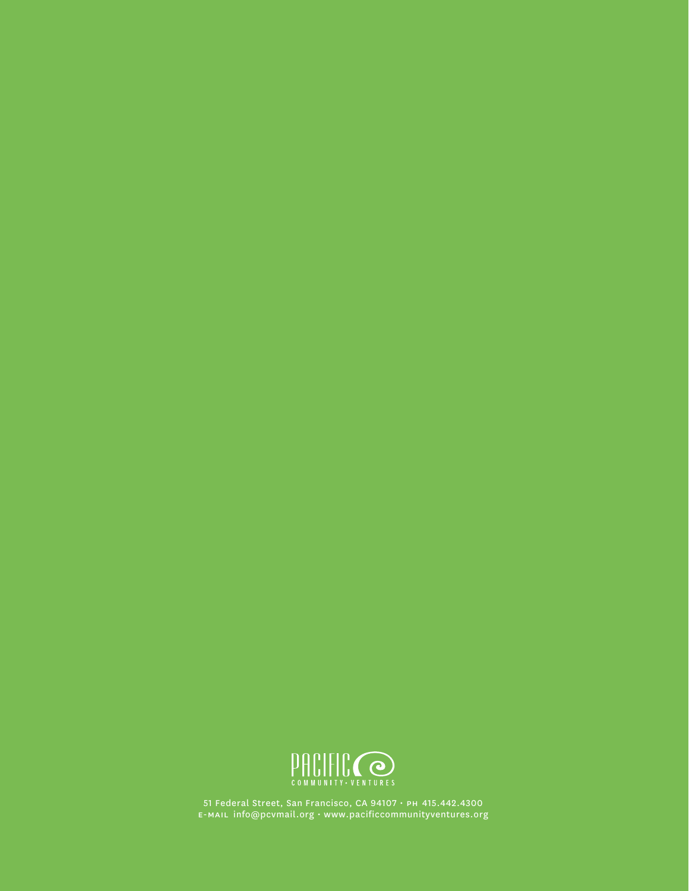PACIFIC
COMMUNITY • VENTURES

51 Federal Street, San Francisco, CA 94107 • PH 415.442.4300
E-MAIL info@pcvmail.org • www.pacificcommunityventures.org